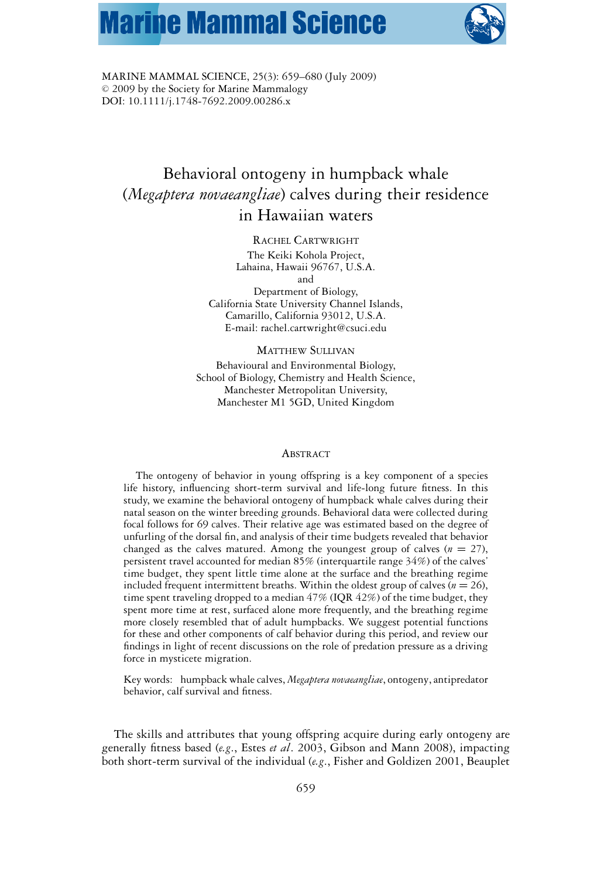MARINE MAMMAL SCIENCE, 25(3): 659–680 (July 2009)
© 2009 by the Society for Marine Mammalogy
DOI: 10.1111/j.1748-7692.2009.00286.x

# Behavioral ontogeny in humpback whale (*Megaptera novaeangliae*) calves during their residence in Hawaiian waters

RACHEL CARTWRIGHT
The Keiki Kohola Project,
Lahaina, Hawaii 96767, U.S.A.
and
Department of Biology,
California State University Channel Islands,
Camarillo, California 93012, U.S.A.
E-mail: rachel.cartwright@csuci.edu

MATTHEW SULLIVAN
Behavioural and Environmental Biology,
School of Biology, Chemistry and Health Science,
Manchester Metropolitan University,
Manchester M1 5GD, United Kingdom

## ABSTRACT

The ontogeny of behavior in young offspring is a key component of a species life history, influencing short-term survival and life-long future fitness. In this study, we examine the behavioral ontogeny of humpback whale calves during their natal season on the winter breeding grounds. Behavioral data were collected during focal follows for 69 calves. Their relative age was estimated based on the degree of unfurling of the dorsal fin, and analysis of their time budgets revealed that behavior changed as the calves matured. Among the youngest group of calves ($n = 27$), persistent travel accounted for median 85% (interquartile range 34%) of the calves' time budget, they spent little time alone at the surface and the breathing regime included frequent intermittent breaths. Within the oldest group of calves ($n = 26$), time spent traveling dropped to a median 47% (IQR 42%) of the time budget, they spent more time at rest, surfaced alone more frequently, and the breathing regime more closely resembled that of adult humpbacks. We suggest potential functions for these and other components of calf behavior during this period, and review our findings in light of recent discussions on the role of predation pressure as a driving force in mysticete migration.

Key words: humpback whale calves, *Megaptera novaeangliae*, ontogeny, antipredator behavior, calf survival and fitness.

The skills and attributes that young offspring acquire during early ontogeny are generally fitness based (*e.g.*, Estes *et al*. 2003, Gibson and Mann 2008), impacting both short-term survival of the individual (*e.g.*, Fisher and Goldizen 2001, Beauplet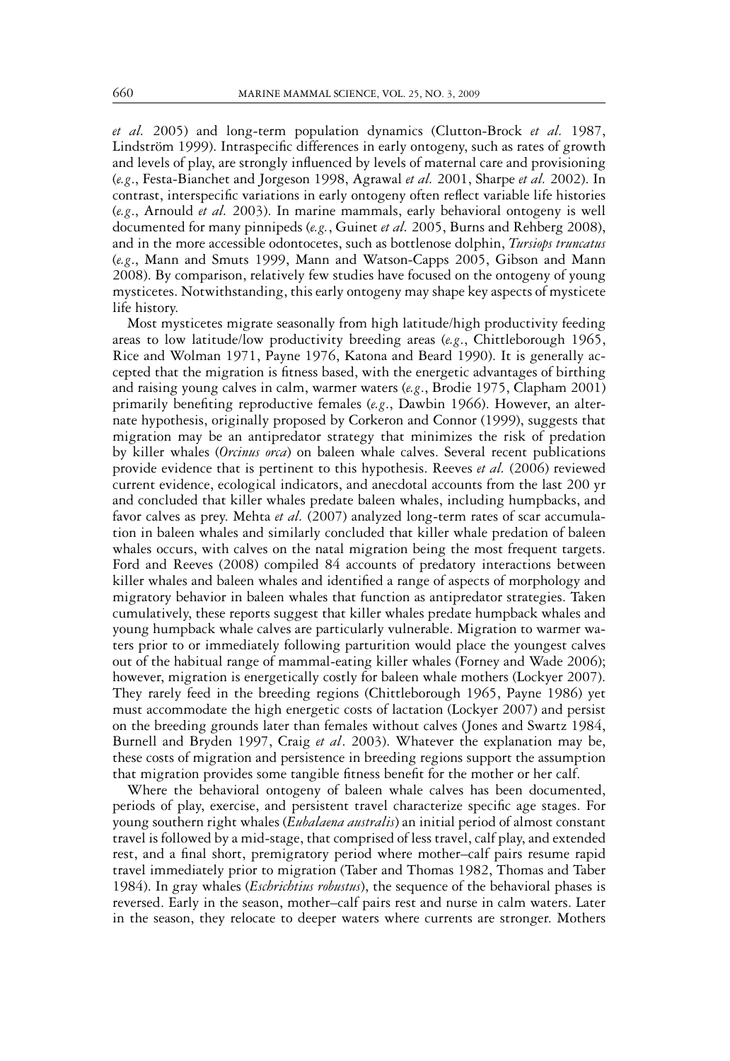*et al.* 2005) and long-term population dynamics (Clutton-Brock *et al.* 1987, Lindström 1999). Intraspecific differences in early ontogeny, such as rates of growth and levels of play, are strongly influenced by levels of maternal care and provisioning (*e.g.*, Festa-Bianchet and Jorgeson 1998, Agrawal *et al.* 2001, Sharpe *et al.* 2002). In contrast, interspecific variations in early ontogeny often reflect variable life histories (*e.g.*, Arnould *et al.* 2003). In marine mammals, early behavioral ontogeny is well documented for many pinnipeds (*e.g.*, Guinet *et al.* 2005, Burns and Rehberg 2008), and in the more accessible odontocetes, such as bottlenose dolphin, *Tursiops truncatus* (*e.g.*, Mann and Smuts 1999, Mann and Watson-Capps 2005, Gibson and Mann 2008). By comparison, relatively few studies have focused on the ontogeny of young mysticetes. Notwithstanding, this early ontogeny may shape key aspects of mysticete life history.

Most mysticetes migrate seasonally from high latitude/high productivity feeding areas to low latitude/low productivity breeding areas (*e.g.*, Chittleborough 1965, Rice and Wolman 1971, Payne 1976, Katona and Beard 1990). It is generally accepted that the migration is fitness based, with the energetic advantages of birthing and raising young calves in calm, warmer waters (*e.g.*, Brodie 1975, Clapham 2001) primarily benefiting reproductive females (*e.g.*, Dawbin 1966). However, an alternate hypothesis, originally proposed by Corkeron and Connor (1999), suggests that migration may be an antipredator strategy that minimizes the risk of predation by killer whales (*Orcinus orca*) on baleen whale calves. Several recent publications provide evidence that is pertinent to this hypothesis. Reeves *et al.* (2006) reviewed current evidence, ecological indicators, and anecdotal accounts from the last 200 yr and concluded that killer whales predate baleen whales, including humpbacks, and favor calves as prey. Mehta *et al.* (2007) analyzed long-term rates of scar accumulation in baleen whales and similarly concluded that killer whale predation of baleen whales occurs, with calves on the natal migration being the most frequent targets. Ford and Reeves (2008) compiled 84 accounts of predatory interactions between killer whales and baleen whales and identified a range of aspects of morphology and migratory behavior in baleen whales that function as antipredator strategies. Taken cumulatively, these reports suggest that killer whales predate humpback whales and young humpback whale calves are particularly vulnerable. Migration to warmer waters prior to or immediately following parturition would place the youngest calves out of the habitual range of mammal-eating killer whales (Forney and Wade 2006); however, migration is energetically costly for baleen whale mothers (Lockyer 2007). They rarely feed in the breeding regions (Chittleborough 1965, Payne 1986) yet must accommodate the high energetic costs of lactation (Lockyer 2007) and persist on the breeding grounds later than females without calves (Jones and Swartz 1984, Burnell and Bryden 1997, Craig *et al*. 2003). Whatever the explanation may be, these costs of migration and persistence in breeding regions support the assumption that migration provides some tangible fitness benefit for the mother or her calf.

Where the behavioral ontogeny of baleen whale calves has been documented, periods of play, exercise, and persistent travel characterize specific age stages. For young southern right whales (*Eubalaena australis*) an initial period of almost constant travel is followed by a mid-stage, that comprised of less travel, calf play, and extended rest, and a final short, premigratory period where mother–calf pairs resume rapid travel immediately prior to migration (Taber and Thomas 1982, Thomas and Taber 1984). In gray whales (*Eschrichtius robustus*), the sequence of the behavioral phases is reversed. Early in the season, mother–calf pairs rest and nurse in calm waters. Later in the season, they relocate to deeper waters where currents are stronger. Mothers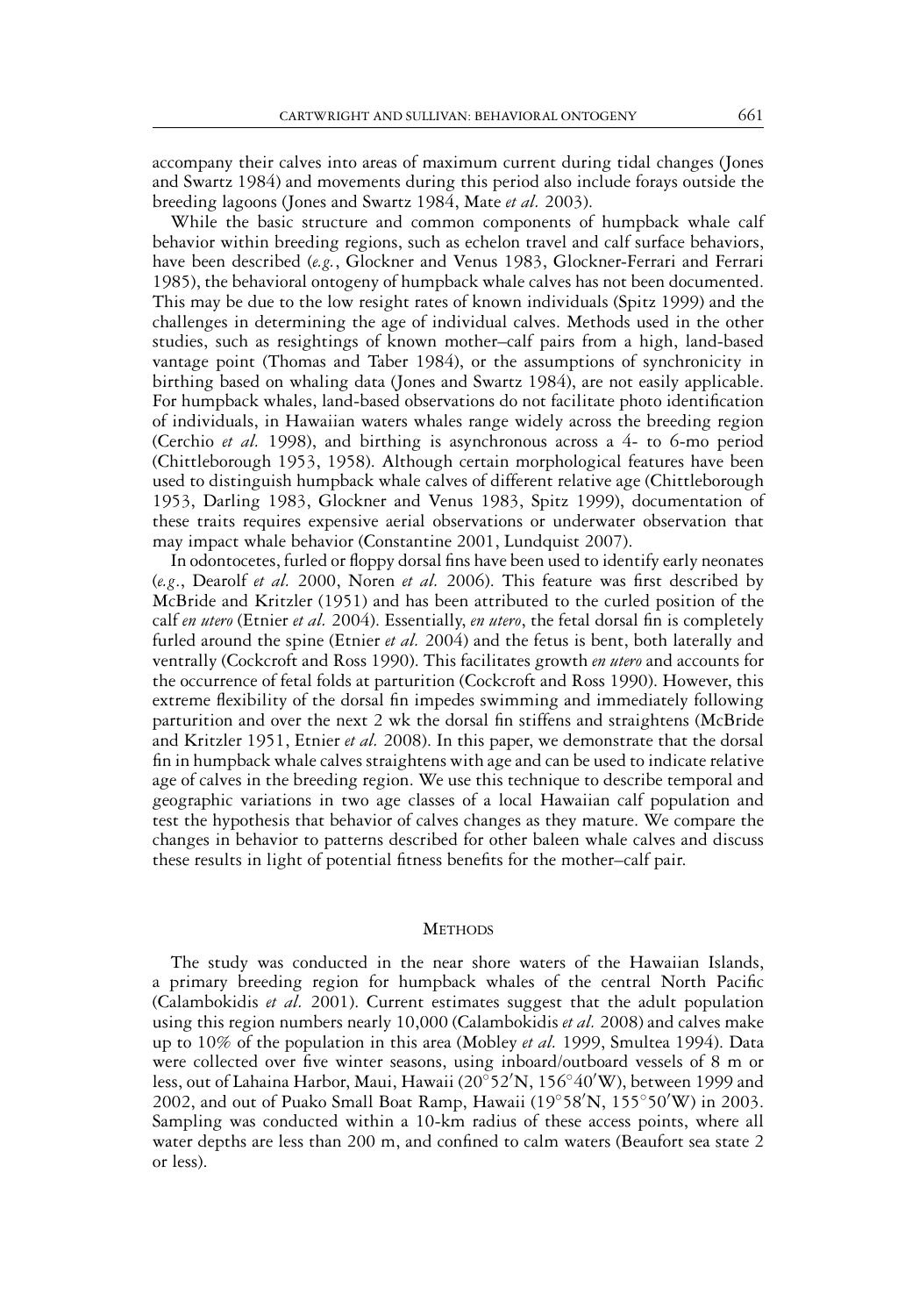accompany their calves into areas of maximum current during tidal changes (Jones and Swartz 1984) and movements during this period also include forays outside the breeding lagoons (Jones and Swartz 1984, Mate *et al.* 2003).

While the basic structure and common components of humpback whale calf behavior within breeding regions, such as echelon travel and calf surface behaviors, have been described (*e.g.*, Glockner and Venus 1983, Glockner-Ferrari and Ferrari 1985), the behavioral ontogeny of humpback whale calves has not been documented. This may be due to the low resight rates of known individuals (Spitz 1999) and the challenges in determining the age of individual calves. Methods used in the other studies, such as resightings of known mother–calf pairs from a high, land-based vantage point (Thomas and Taber 1984), or the assumptions of synchronicity in birthing based on whaling data (Jones and Swartz 1984), are not easily applicable. For humpback whales, land-based observations do not facilitate photo identification of individuals, in Hawaiian waters whales range widely across the breeding region (Cerchio *et al.* 1998), and birthing is asynchronous across a 4- to 6-mo period (Chittleborough 1953, 1958). Although certain morphological features have been used to distinguish humpback whale calves of different relative age (Chittleborough 1953, Darling 1983, Glockner and Venus 1983, Spitz 1999), documentation of these traits requires expensive aerial observations or underwater observation that may impact whale behavior (Constantine 2001, Lundquist 2007).

In odontocetes, furled or floppy dorsal fins have been used to identify early neonates (*e.g.*, Dearolf *et al.* 2000, Noren *et al.* 2006). This feature was first described by McBride and Kritzler (1951) and has been attributed to the curled position of the calf *en utero* (Etnier *et al.* 2004). Essentially, *en utero*, the fetal dorsal fin is completely furled around the spine (Etnier *et al.* 2004) and the fetus is bent, both laterally and ventrally (Cockcroft and Ross 1990). This facilitates growth *en utero* and accounts for the occurrence of fetal folds at parturition (Cockcroft and Ross 1990). However, this extreme flexibility of the dorsal fin impedes swimming and immediately following parturition and over the next 2 wk the dorsal fin stiffens and straightens (McBride and Kritzler 1951, Etnier *et al.* 2008). In this paper, we demonstrate that the dorsal fin in humpback whale calves straightens with age and can be used to indicate relative age of calves in the breeding region. We use this technique to describe temporal and geographic variations in two age classes of a local Hawaiian calf population and test the hypothesis that behavior of calves changes as they mature. We compare the changes in behavior to patterns described for other baleen whale calves and discuss these results in light of potential fitness benefits for the mother–calf pair.

## Methods

The study was conducted in the near shore waters of the Hawaiian Islands, a primary breeding region for humpback whales of the central North Pacific (Calambokidis *et al.* 2001). Current estimates suggest that the adult population using this region numbers nearly 10,000 (Calambokidis *et al.* 2008) and calves make up to 10% of the population in this area (Mobley *et al.* 1999, Smultea 1994). Data were collected over five winter seasons, using inboard/outboard vessels of 8 m or less, out of Lahaina Harbor, Maui, Hawaii (20°52′N, 156°40′W), between 1999 and 2002, and out of Puako Small Boat Ramp, Hawaii (19°58′N, 155°50′W) in 2003. Sampling was conducted within a 10-km radius of these access points, where all water depths are less than 200 m, and confined to calm waters (Beaufort sea state 2 or less).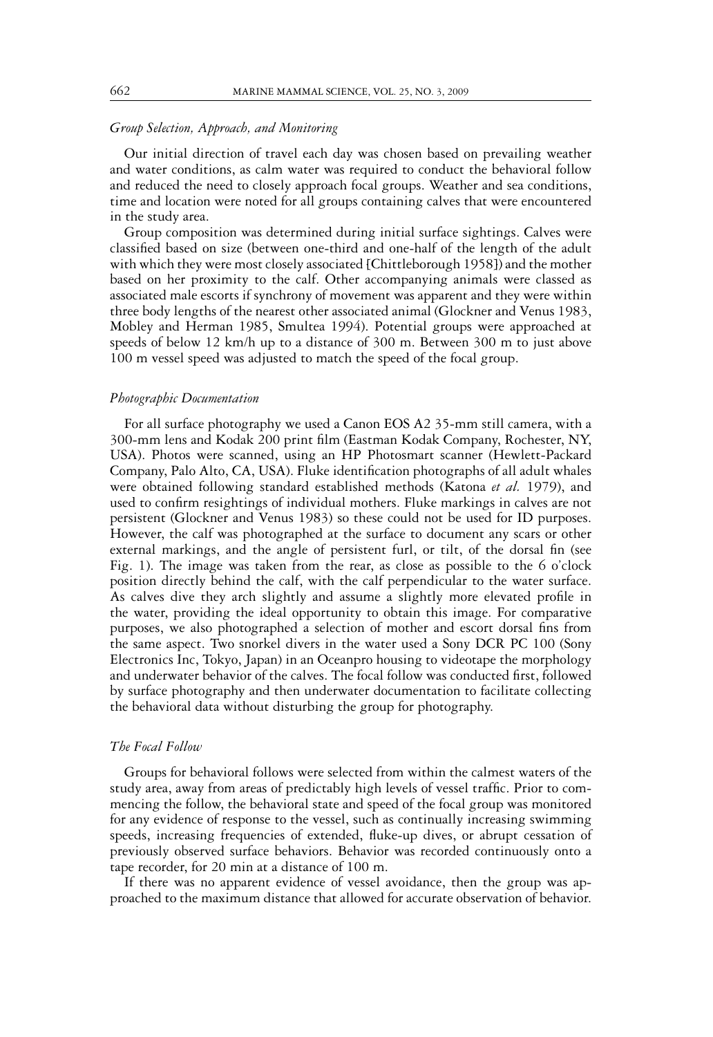### *Group Selection, Approach, and Monitoring*

Our initial direction of travel each day was chosen based on prevailing weather and water conditions, as calm water was required to conduct the behavioral follow and reduced the need to closely approach focal groups. Weather and sea conditions, time and location were noted for all groups containing calves that were encountered in the study area.

Group composition was determined during initial surface sightings. Calves were classified based on size (between one-third and one-half of the length of the adult with which they were most closely associated [Chittleborough 1958]) and the mother based on her proximity to the calf. Other accompanying animals were classed as associated male escorts if synchrony of movement was apparent and they were within three body lengths of the nearest other associated animal (Glockner and Venus 1983, Mobley and Herman 1985, Smultea 1994). Potential groups were approached at speeds of below 12 km/h up to a distance of 300 m. Between 300 m to just above 100 m vessel speed was adjusted to match the speed of the focal group.

### *Photographic Documentation*

For all surface photography we used a Canon EOS A2 35-mm still camera, with a 300-mm lens and Kodak 200 print film (Eastman Kodak Company, Rochester, NY, USA). Photos were scanned, using an HP Photosmart scanner (Hewlett-Packard Company, Palo Alto, CA, USA). Fluke identification photographs of all adult whales were obtained following standard established methods (Katona *et al.* 1979), and used to confirm resightings of individual mothers. Fluke markings in calves are not persistent (Glockner and Venus 1983) so these could not be used for ID purposes. However, the calf was photographed at the surface to document any scars or other external markings, and the angle of persistent furl, or tilt, of the dorsal fin (see Fig. 1). The image was taken from the rear, as close as possible to the 6 o'clock position directly behind the calf, with the calf perpendicular to the water surface. As calves dive they arch slightly and assume a slightly more elevated profile in the water, providing the ideal opportunity to obtain this image. For comparative purposes, we also photographed a selection of mother and escort dorsal fins from the same aspect. Two snorkel divers in the water used a Sony DCR PC 100 (Sony Electronics Inc, Tokyo, Japan) in an Oceanpro housing to videotape the morphology and underwater behavior of the calves. The focal follow was conducted first, followed by surface photography and then underwater documentation to facilitate collecting the behavioral data without disturbing the group for photography.

### *The Focal Follow*

Groups for behavioral follows were selected from within the calmest waters of the study area, away from areas of predictably high levels of vessel traffic. Prior to commencing the follow, the behavioral state and speed of the focal group was monitored for any evidence of response to the vessel, such as continually increasing swimming speeds, increasing frequencies of extended, fluke-up dives, or abrupt cessation of previously observed surface behaviors. Behavior was recorded continuously onto a tape recorder, for 20 min at a distance of 100 m.

If there was no apparent evidence of vessel avoidance, then the group was approached to the maximum distance that allowed for accurate observation of behavior.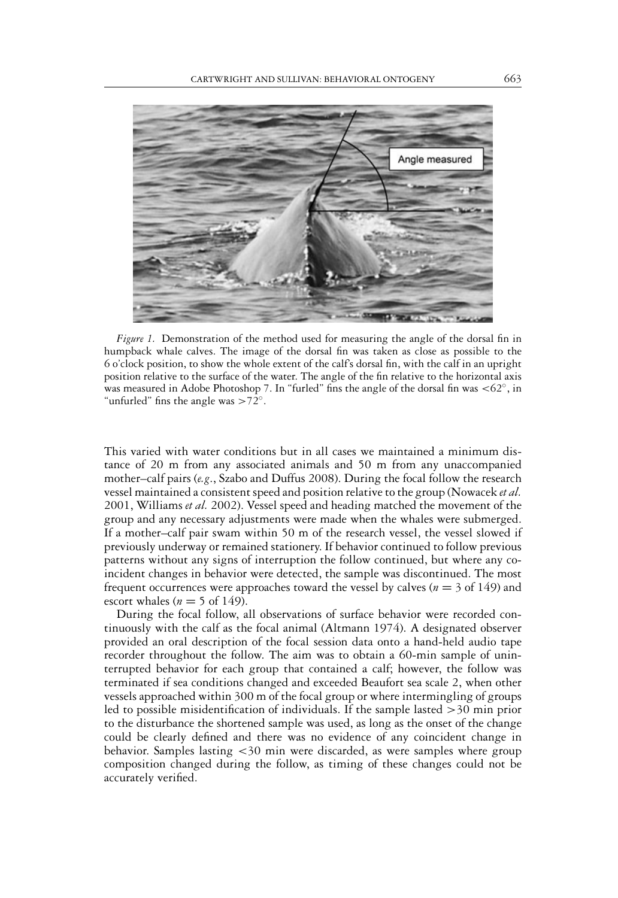*Figure 1.* Demonstration of the method used for measuring the angle of the dorsal fin in humpback whale calves. The image of the dorsal fin was taken as close as possible to the 6 o'clock position, to show the whole extent of the calf's dorsal fin, with the calf in an upright position relative to the surface of the water. The angle of the fin relative to the horizontal axis was measured in Adobe Photoshop 7. In "furled" fins the angle of the dorsal fin was $<62°$, in "unfurled" fins the angle was $>72°$.

This varied with water conditions but in all cases we maintained a minimum distance of 20 m from any associated animals and 50 m from any unaccompanied mother–calf pairs (*e.g.*, Szabo and Duffus 2008). During the focal follow the research vessel maintained a consistent speed and position relative to the group (Nowacek *et al.* 2001, Williams *et al.* 2002). Vessel speed and heading matched the movement of the group and any necessary adjustments were made when the whales were submerged. If a mother–calf pair swam within 50 m of the research vessel, the vessel slowed if previously underway or remained stationery. If behavior continued to follow previous patterns without any signs of interruption the follow continued, but where any coincident changes in behavior were detected, the sample was discontinued. The most frequent occurrences were approaches toward the vessel by calves ($n = 3$ of 149) and escort whales ($n = 5$ of 149).

During the focal follow, all observations of surface behavior were recorded continuously with the calf as the focal animal (Altmann 1974). A designated observer provided an oral description of the focal session data onto a hand-held audio tape recorder throughout the follow. The aim was to obtain a 60-min sample of uninterrupted behavior for each group that contained a calf; however, the follow was terminated if sea conditions changed and exceeded Beaufort sea scale 2, when other vessels approached within 300 m of the focal group or where intermingling of groups led to possible misidentification of individuals. If the sample lasted $>30$ min prior to the disturbance the shortened sample was used, as long as the onset of the change could be clearly defined and there was no evidence of any coincident change in behavior. Samples lasting $<30$ min were discarded, as were samples where group composition changed during the follow, as timing of these changes could not be accurately verified.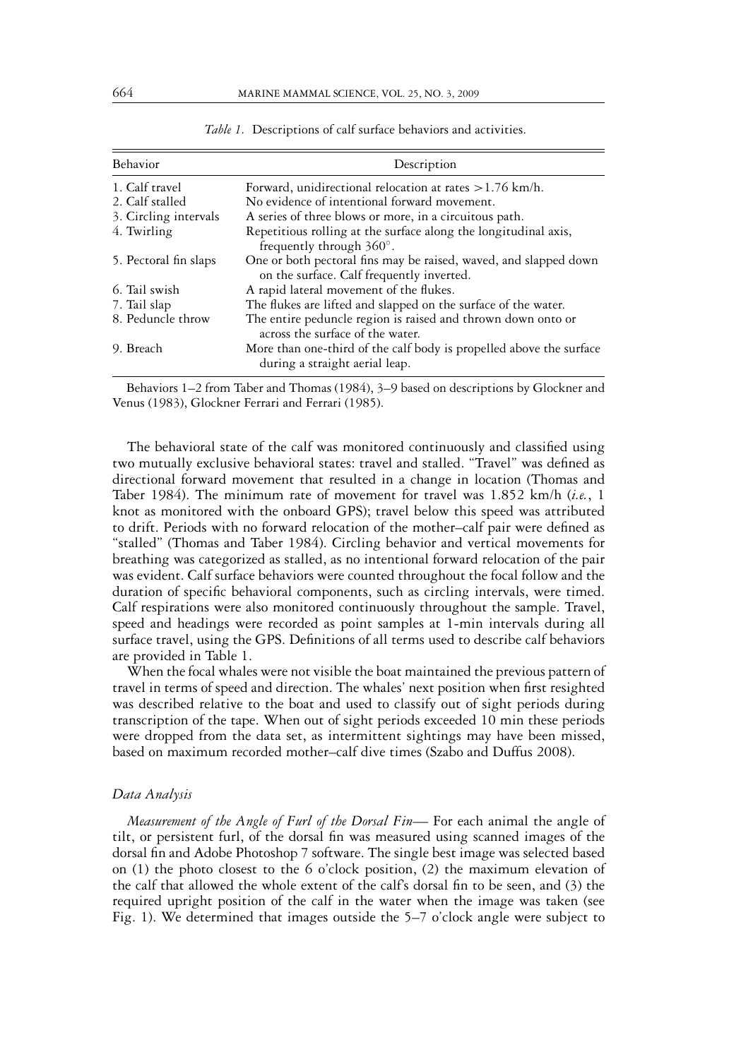*Table 1.* Descriptions of calf surface behaviors and activities.

| Behavior | Description |
|---|---|
| 1. Calf travel | Forward, unidirectional relocation at rates >1.76 km/h. |
| 2. Calf stalled | No evidence of intentional forward movement. |
| 3. Circling intervals | A series of three blows or more, in a circuitous path. |
| 4. Twirling | Repetitious rolling at the surface along the longitudinal axis, frequently through 360°. |
| 5. Pectoral fin slaps | One or both pectoral fins may be raised, waved, and slapped down on the surface. Calf frequently inverted. |
| 6. Tail swish | A rapid lateral movement of the flukes. |
| 7. Tail slap | The flukes are lifted and slapped on the surface of the water. |
| 8. Peduncle throw | The entire peduncle region is raised and thrown down onto or across the surface of the water. |
| 9. Breach | More than one-third of the calf body is propelled above the surface during a straight aerial leap. |

Behaviors 1–2 from Taber and Thomas (1984), 3–9 based on descriptions by Glockner and Venus (1983), Glockner Ferrari and Ferrari (1985).

The behavioral state of the calf was monitored continuously and classified using two mutually exclusive behavioral states: travel and stalled. "Travel" was defined as directional forward movement that resulted in a change in location (Thomas and Taber 1984). The minimum rate of movement for travel was 1.852 km/h (*i.e.*, 1 knot as monitored with the onboard GPS); travel below this speed was attributed to drift. Periods with no forward relocation of the mother–calf pair were defined as "stalled" (Thomas and Taber 1984). Circling behavior and vertical movements for breathing was categorized as stalled, as no intentional forward relocation of the pair was evident. Calf surface behaviors were counted throughout the focal follow and the duration of specific behavioral components, such as circling intervals, were timed. Calf respirations were also monitored continuously throughout the sample. Travel, speed and headings were recorded as point samples at 1-min intervals during all surface travel, using the GPS. Definitions of all terms used to describe calf behaviors are provided in Table 1.

When the focal whales were not visible the boat maintained the previous pattern of travel in terms of speed and direction. The whales' next position when first resighted was described relative to the boat and used to classify out of sight periods during transcription of the tape. When out of sight periods exceeded 10 min these periods were dropped from the data set, as intermittent sightings may have been missed, based on maximum recorded mother–calf dive times (Szabo and Duffus 2008).

### *Data Analysis*

*Measurement of the Angle of Furl of the Dorsal Fin*— For each animal the angle of tilt, or persistent furl, of the dorsal fin was measured using scanned images of the dorsal fin and Adobe Photoshop 7 software. The single best image was selected based on (1) the photo closest to the 6 o'clock position, (2) the maximum elevation of the calf that allowed the whole extent of the calf's dorsal fin to be seen, and (3) the required upright position of the calf in the water when the image was taken (see Fig. 1). We determined that images outside the 5–7 o'clock angle were subject to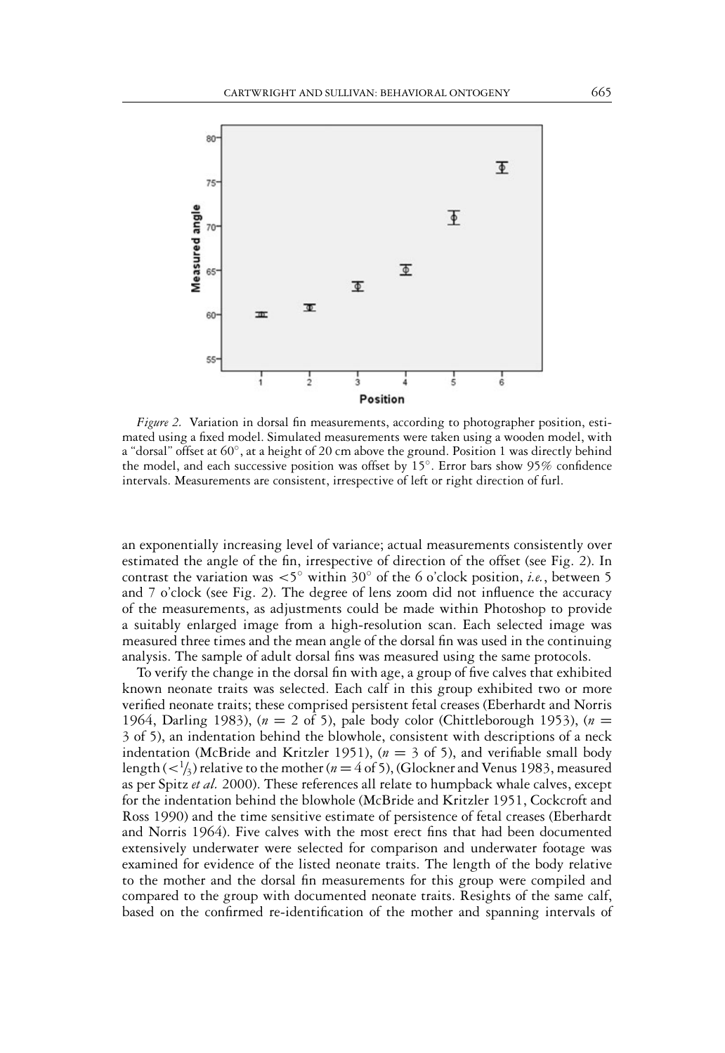*Figure 2.* Variation in dorsal fin measurements, according to photographer position, estimated using a fixed model. Simulated measurements were taken using a wooden model, with a "dorsal" offset at 60°, at a height of 20 cm above the ground. Position 1 was directly behind the model, and each successive position was offset by 15°. Error bars show 95% confidence intervals. Measurements are consistent, irrespective of left or right direction of furl.

an exponentially increasing level of variance; actual measurements consistently over estimated the angle of the fin, irrespective of direction of the offset (see Fig. 2). In contrast the variation was <5° within 30° of the 6 o'clock position, *i.e.*, between 5 and 7 o'clock (see Fig. 2). The degree of lens zoom did not influence the accuracy of the measurements, as adjustments could be made within Photoshop to provide a suitably enlarged image from a high-resolution scan. Each selected image was measured three times and the mean angle of the dorsal fin was used in the continuing analysis. The sample of adult dorsal fins was measured using the same protocols.

To verify the change in the dorsal fin with age, a group of five calves that exhibited known neonate traits was selected. Each calf in this group exhibited two or more verified neonate traits; these comprised persistent fetal creases (Eberhardt and Norris 1964, Darling 1983), ($n$ = 2 of 5), pale body color (Chittleborough 1953), ($n$ = 3 of 5), an indentation behind the blowhole, consistent with descriptions of a neck indentation (McBride and Kritzler 1951), ($n$ = 3 of 5), and verifiable small body length ($<\frac{1}{3}$) relative to the mother ($n$ = 4 of 5), (Glockner and Venus 1983, measured as per Spitz *et al.* 2000). These references all relate to humpback whale calves, except for the indentation behind the blowhole (McBride and Kritzler 1951, Cockcroft and Ross 1990) and the time sensitive estimate of persistence of fetal creases (Eberhardt and Norris 1964). Five calves with the most erect fins that had been documented extensively underwater were selected for comparison and underwater footage was examined for evidence of the listed neonate traits. The length of the body relative to the mother and the dorsal fin measurements for this group were compiled and compared to the group with documented neonate traits. Resights of the same calf, based on the confirmed re-identification of the mother and spanning intervals of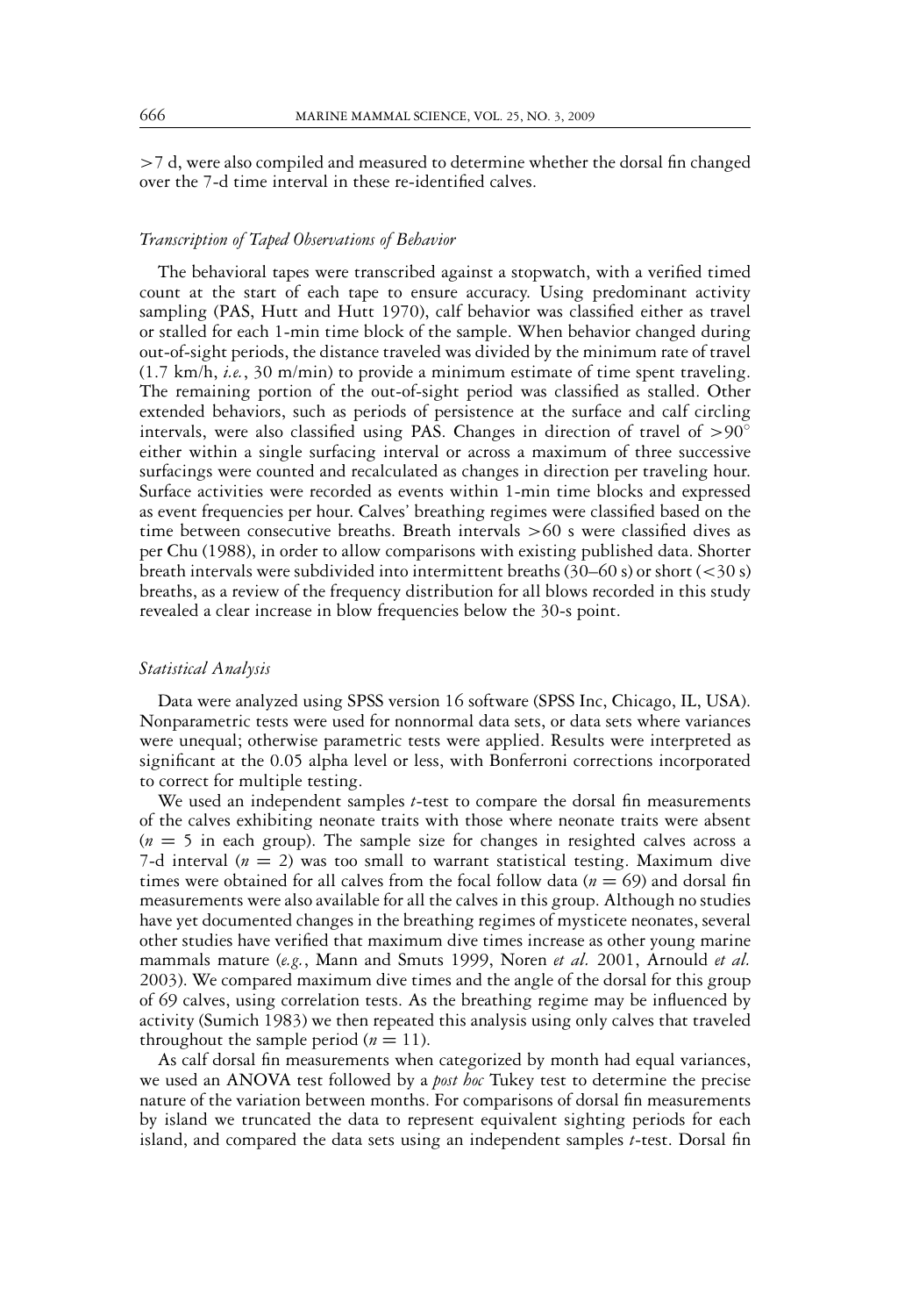>7 d, were also compiled and measured to determine whether the dorsal fin changed over the 7-d time interval in these re-identified calves.

### *Transcription of Taped Observations of Behavior*

The behavioral tapes were transcribed against a stopwatch, with a verified timed count at the start of each tape to ensure accuracy. Using predominant activity sampling (PAS, Hutt and Hutt 1970), calf behavior was classified either as travel or stalled for each 1-min time block of the sample. When behavior changed during out-of-sight periods, the distance traveled was divided by the minimum rate of travel (1.7 km/h, *i.e.*, 30 m/min) to provide a minimum estimate of time spent traveling. The remaining portion of the out-of-sight period was classified as stalled. Other extended behaviors, such as periods of persistence at the surface and calf circling intervals, were also classified using PAS. Changes in direction of travel of >90° either within a single surfacing interval or across a maximum of three successive surfacings were counted and recalculated as changes in direction per traveling hour. Surface activities were recorded as events within 1-min time blocks and expressed as event frequencies per hour. Calves' breathing regimes were classified based on the time between consecutive breaths. Breath intervals >60 s were classified dives as per Chu (1988), in order to allow comparisons with existing published data. Shorter breath intervals were subdivided into intermittent breaths (30–60 s) or short (<30 s) breaths, as a review of the frequency distribution for all blows recorded in this study revealed a clear increase in blow frequencies below the 30-s point.

### *Statistical Analysis*

Data were analyzed using SPSS version 16 software (SPSS Inc, Chicago, IL, USA). Nonparametric tests were used for nonnormal data sets, or data sets where variances were unequal; otherwise parametric tests were applied. Results were interpreted as significant at the 0.05 alpha level or less, with Bonferroni corrections incorporated to correct for multiple testing.

We used an independent samples *t*-test to compare the dorsal fin measurements of the calves exhibiting neonate traits with those where neonate traits were absent ($n = 5$ in each group). The sample size for changes in resighted calves across a 7-d interval ($n = 2$) was too small to warrant statistical testing. Maximum dive times were obtained for all calves from the focal follow data ($n = 69$) and dorsal fin measurements were also available for all the calves in this group. Although no studies have yet documented changes in the breathing regimes of mysticete neonates, several other studies have verified that maximum dive times increase as other young marine mammals mature (*e.g.*, Mann and Smuts 1999, Noren *et al.* 2001, Arnould *et al.* 2003). We compared maximum dive times and the angle of the dorsal for this group of 69 calves, using correlation tests. As the breathing regime may be influenced by activity (Sumich 1983) we then repeated this analysis using only calves that traveled throughout the sample period ($n = 11$).

As calf dorsal fin measurements when categorized by month had equal variances, we used an ANOVA test followed by a *post hoc* Tukey test to determine the precise nature of the variation between months. For comparisons of dorsal fin measurements by island we truncated the data to represent equivalent sighting periods for each island, and compared the data sets using an independent samples *t*-test. Dorsal fin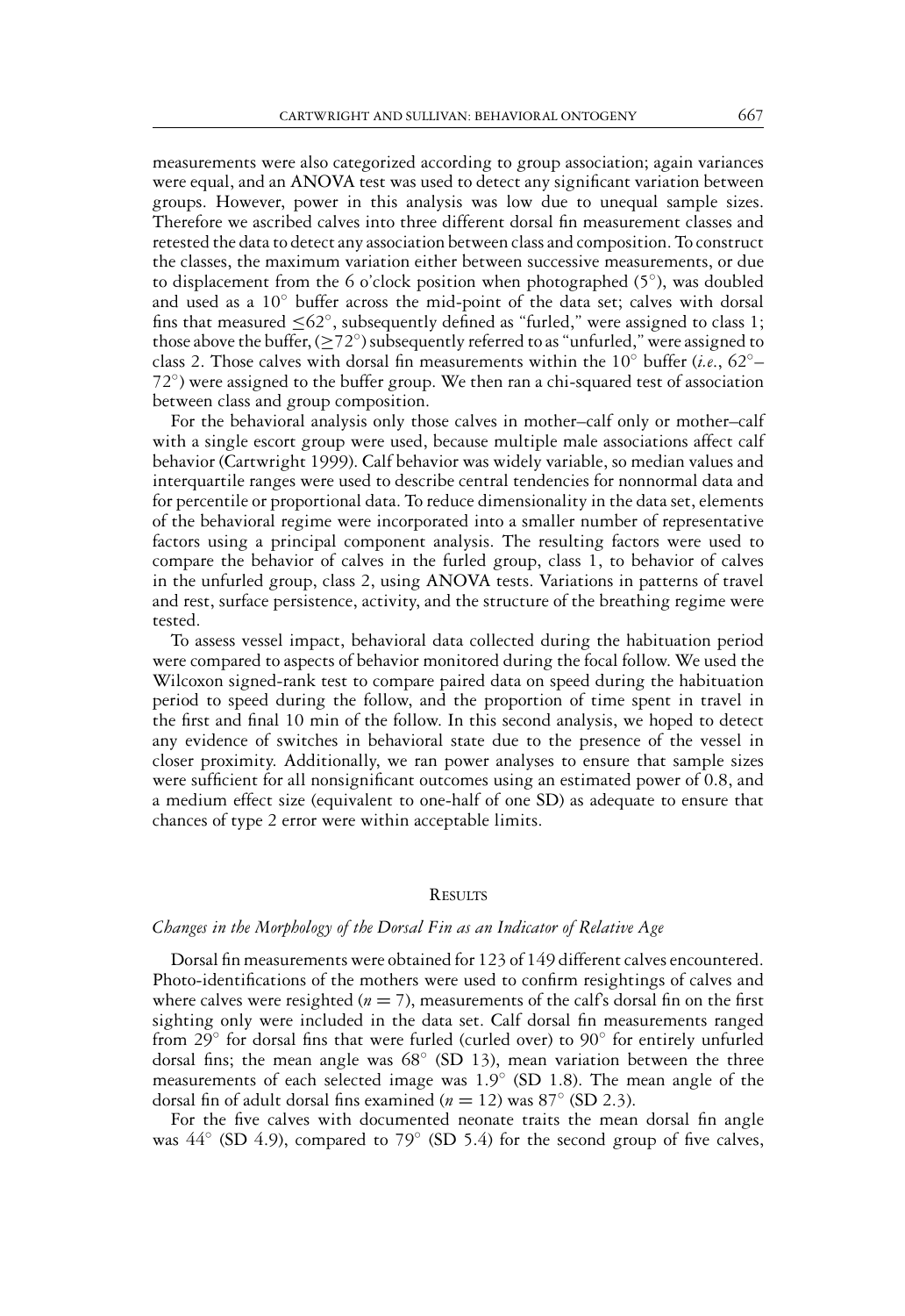measurements were also categorized according to group association; again variances were equal, and an ANOVA test was used to detect any significant variation between groups. However, power in this analysis was low due to unequal sample sizes. Therefore we ascribed calves into three different dorsal fin measurement classes and retested the data to detect any association between class and composition. To construct the classes, the maximum variation either between successive measurements, or due to displacement from the 6 o'clock position when photographed ($5^\circ$), was doubled and used as a $10^\circ$ buffer across the mid-point of the data set; calves with dorsal fins that measured $\leq 62^\circ$, subsequently defined as "furled," were assigned to class 1; those above the buffer, ($\geq 72^\circ$) subsequently referred to as "unfurled," were assigned to class 2. Those calves with dorsal fin measurements within the $10^\circ$ buffer (*i.e.*, $62^\circ$–$72^\circ$) were assigned to the buffer group. We then ran a chi-squared test of association between class and group composition.

For the behavioral analysis only those calves in mother–calf only or mother–calf with a single escort group were used, because multiple male associations affect calf behavior (Cartwright 1999). Calf behavior was widely variable, so median values and interquartile ranges were used to describe central tendencies for nonnormal data and for percentile or proportional data. To reduce dimensionality in the data set, elements of the behavioral regime were incorporated into a smaller number of representative factors using a principal component analysis. The resulting factors were used to compare the behavior of calves in the furled group, class 1, to behavior of calves in the unfurled group, class 2, using ANOVA tests. Variations in patterns of travel and rest, surface persistence, activity, and the structure of the breathing regime were tested.

To assess vessel impact, behavioral data collected during the habituation period were compared to aspects of behavior monitored during the focal follow. We used the Wilcoxon signed-rank test to compare paired data on speed during the habituation period to speed during the follow, and the proportion of time spent in travel in the first and final 10 min of the follow. In this second analysis, we hoped to detect any evidence of switches in behavioral state due to the presence of the vessel in closer proximity. Additionally, we ran power analyses to ensure that sample sizes were sufficient for all nonsignificant outcomes using an estimated power of 0.8, and a medium effect size (equivalent to one-half of one SD) as adequate to ensure that chances of type 2 error were within acceptable limits.

## Results

### *Changes in the Morphology of the Dorsal Fin as an Indicator of Relative Age*

Dorsal fin measurements were obtained for 123 of 149 different calves encountered. Photo-identifications of the mothers were used to confirm resightings of calves and where calves were resighted ($n = 7$), measurements of the calf's dorsal fin on the first sighting only were included in the data set. Calf dorsal fin measurements ranged from $29^\circ$ for dorsal fins that were furled (curled over) to $90^\circ$ for entirely unfurled dorsal fins; the mean angle was $68^\circ$ (SD 13), mean variation between the three measurements of each selected image was $1.9^\circ$ (SD 1.8). The mean angle of the dorsal fin of adult dorsal fins examined ($n = 12$) was $87^\circ$ (SD 2.3).

For the five calves with documented neonate traits the mean dorsal fin angle was $44^\circ$ (SD 4.9), compared to $79^\circ$ (SD 5.4) for the second group of five calves,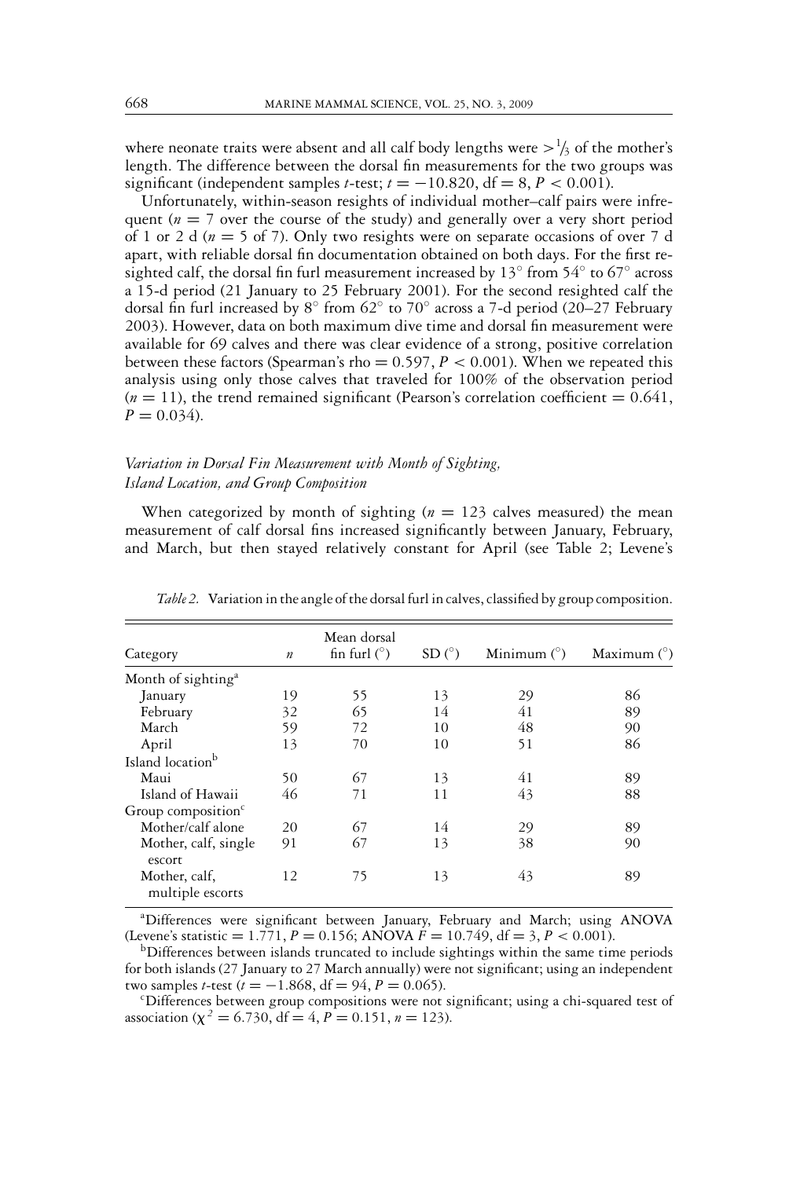where neonate traits were absent and all calf body lengths were $>^1/_3$ of the mother's length. The difference between the dorsal fin measurements for the two groups was significant (independent samples *t*-test; $t = -10.820$, df $= 8$, $P < 0.001$).

Unfortunately, within-season resights of individual mother–calf pairs were infrequent ($n = 7$ over the course of the study) and generally over a very short period of 1 or 2 d ($n = 5$ of 7). Only two resights were on separate occasions of over 7 d apart, with reliable dorsal fin documentation obtained on both days. For the first resighted calf, the dorsal fin furl measurement increased by 13° from 54° to 67° across a 15-d period (21 January to 25 February 2001). For the second resighted calf the dorsal fin furl increased by 8° from 62° to 70° across a 7-d period (20–27 February 2003). However, data on both maximum dive time and dorsal fin measurement were available for 69 calves and there was clear evidence of a strong, positive correlation between these factors (Spearman's rho $= 0.597$, $P < 0.001$). When we repeated this analysis using only those calves that traveled for 100% of the observation period ($n = 11$), the trend remained significant (Pearson's correlation coefficient $= 0.641$, $P = 0.034$).

### *Variation in Dorsal Fin Measurement with Month of Sighting, Island Location, and Group Composition*

When categorized by month of sighting ($n = 123$ calves measured) the mean measurement of calf dorsal fins increased significantly between January, February, and March, but then stayed relatively constant for April (see Table 2; Levene's

*Table 2.* Variation in the angle of the dorsal furl in calves, classified by group composition.

| Category | *n* | Mean dorsal fin furl (°) | SD (°) | Minimum (°) | Maximum (°) |
|---|---|---|---|---|---|
| Month of sighting[a] | | | | | |
| January | 19 | 55 | 13 | 29 | 86 |
| February | 32 | 65 | 14 | 41 | 89 |
| March | 59 | 72 | 10 | 48 | 90 |
| April | 13 | 70 | 10 | 51 | 86 |
| Island location[b] | | | | | |
| Maui | 50 | 67 | 13 | 41 | 89 |
| Island of Hawaii | 46 | 71 | 11 | 43 | 88 |
| Group composition[c] | | | | | |
| Mother/calf alone | 20 | 67 | 14 | 29 | 89 |
| Mother, calf, single escort | 91 | 67 | 13 | 38 | 90 |
| Mother, calf, multiple escorts | 12 | 75 | 13 | 43 | 89 |

[a]Differences were significant between January, February and March; using ANOVA (Levene's statistic $= 1.771$, $P = 0.156$; ANOVA $F = 10.749$, df $= 3$, $P < 0.001$).

[b]Differences between islands truncated to include sightings within the same time periods for both islands (27 January to 27 March annually) were not significant; using an independent two samples *t*-test ($t = -1.868$, df $= 94$, $P = 0.065$).

[c]Differences between group compositions were not significant; using a chi-squared test of association ($\chi^2 = 6.730$, df $= 4$, $P = 0.151$, $n = 123$).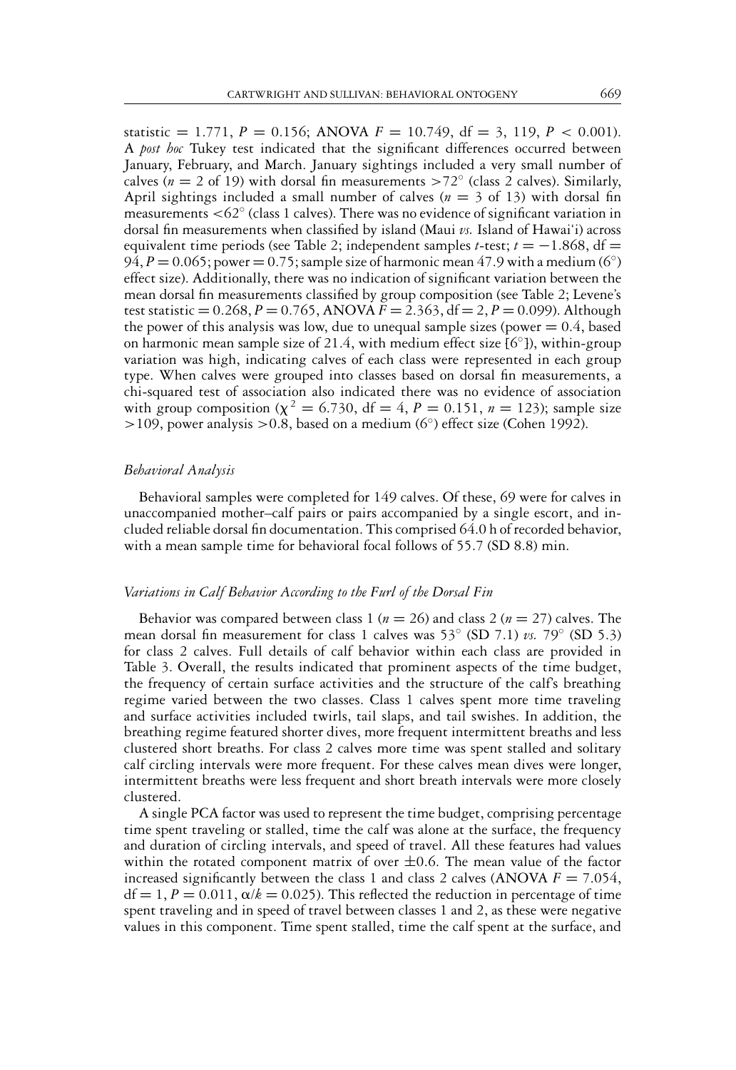statistic = 1.771, $P = 0.156$; ANOVA $F = 10.749$, df = 3, 119, $P < 0.001$). A *post hoc* Tukey test indicated that the significant differences occurred between January, February, and March. January sightings included a very small number of calves ($n = 2$ of 19) with dorsal fin measurements $>72^\circ$ (class 2 calves). Similarly, April sightings included a small number of calves ($n = 3$ of 13) with dorsal fin measurements $<62^\circ$ (class 1 calves). There was no evidence of significant variation in dorsal fin measurements when classified by island (Maui *vs.* Island of Hawai'i) across equivalent time periods (see Table 2; independent samples $t$-test; $t = -1.868$, df = 94, $P = 0.065$; power = 0.75; sample size of harmonic mean 47.9 with a medium ($6^\circ$) effect size). Additionally, there was no indication of significant variation between the mean dorsal fin measurements classified by group composition (see Table 2; Levene's test statistic = 0.268, $P = 0.765$, ANOVA $F = 2.363$, df = 2, $P = 0.099$). Although the power of this analysis was low, due to unequal sample sizes (power = 0.4, based on harmonic mean sample size of 21.4, with medium effect size [$6^\circ$]), within-group variation was high, indicating calves of each class were represented in each group type. When calves were grouped into classes based on dorsal fin measurements, a chi-squared test of association also indicated there was no evidence of association with group composition ($\chi^2 = 6.730$, df = 4, $P = 0.151$, $n = 123$); sample size $>109$, power analysis $>0.8$, based on a medium ($6^\circ$) effect size (Cohen 1992).

### *Behavioral Analysis*

Behavioral samples were completed for 149 calves. Of these, 69 were for calves in unaccompanied mother–calf pairs or pairs accompanied by a single escort, and included reliable dorsal fin documentation. This comprised 64.0 h of recorded behavior, with a mean sample time for behavioral focal follows of 55.7 (SD 8.8) min.

### *Variations in Calf Behavior According to the Furl of the Dorsal Fin*

Behavior was compared between class 1 ($n = 26$) and class 2 ($n = 27$) calves. The mean dorsal fin measurement for class 1 calves was $53^\circ$ (SD 7.1) *vs.* $79^\circ$ (SD 5.3) for class 2 calves. Full details of calf behavior within each class are provided in Table 3. Overall, the results indicated that prominent aspects of the time budget, the frequency of certain surface activities and the structure of the calf's breathing regime varied between the two classes. Class 1 calves spent more time traveling and surface activities included twirls, tail slaps, and tail swishes. In addition, the breathing regime featured shorter dives, more frequent intermittent breaths and less clustered short breaths. For class 2 calves more time was spent stalled and solitary calf circling intervals were more frequent. For these calves mean dives were longer, intermittent breaths were less frequent and short breath intervals were more closely clustered.

A single PCA factor was used to represent the time budget, comprising percentage time spent traveling or stalled, time the calf was alone at the surface, the frequency and duration of circling intervals, and speed of travel. All these features had values within the rotated component matrix of over $\pm 0.6$. The mean value of the factor increased significantly between the class 1 and class 2 calves (ANOVA $F = 7.054$, df = 1, $P = 0.011$, $\alpha/k = 0.025$). This reflected the reduction in percentage of time spent traveling and in speed of travel between classes 1 and 2, as these were negative values in this component. Time spent stalled, time the calf spent at the surface, and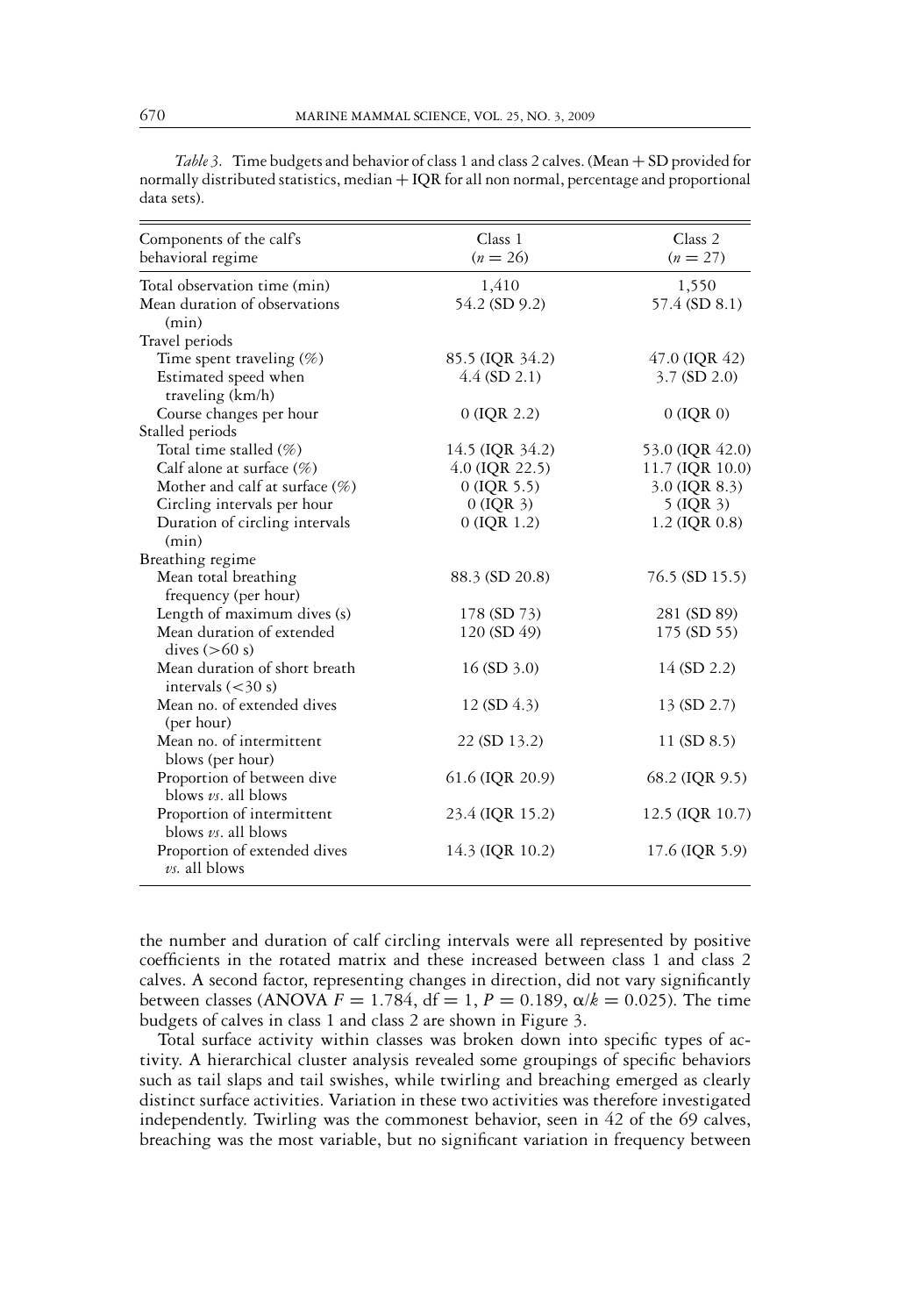*Table 3.* Time budgets and behavior of class 1 and class 2 calves. (Mean + SD provided for normally distributed statistics, median + IQR for all non normal, percentage and proportional data sets).

| Components of the calf's behavioral regime | Class 1 ($n = 26$) | Class 2 ($n = 27$) |
|---|---|---|
| Total observation time (min) | 1,410 | 1,550 |
| Mean duration of observations (min) | 54.2 (SD 9.2) | 57.4 (SD 8.1) |
| Travel periods | | |
| Time spent traveling (%) | 85.5 (IQR 34.2) | 47.0 (IQR 42) |
| Estimated speed when traveling (km/h) | 4.4 (SD 2.1) | 3.7 (SD 2.0) |
| Course changes per hour | 0 (IQR 2.2) | 0 (IQR 0) |
| Stalled periods | | |
| Total time stalled (%) | 14.5 (IQR 34.2) | 53.0 (IQR 42.0) |
| Calf alone at surface (%) | 4.0 (IQR 22.5) | 11.7 (IQR 10.0) |
| Mother and calf at surface (%) | 0 (IQR 5.5) | 3.0 (IQR 8.3) |
| Circling intervals per hour | 0 (IQR 3) | 5 (IQR 3) |
| Duration of circling intervals (min) | 0 (IQR 1.2) | 1.2 (IQR 0.8) |
| Breathing regime | | |
| Mean total breathing frequency (per hour) | 88.3 (SD 20.8) | 76.5 (SD 15.5) |
| Length of maximum dives (s) | 178 (SD 73) | 281 (SD 89) |
| Mean duration of extended dives (>60 s) | 120 (SD 49) | 175 (SD 55) |
| Mean duration of short breath intervals (<30 s) | 16 (SD 3.0) | 14 (SD 2.2) |
| Mean no. of extended dives (per hour) | 12 (SD 4.3) | 13 (SD 2.7) |
| Mean no. of intermittent blows (per hour) | 22 (SD 13.2) | 11 (SD 8.5) |
| Proportion of between dive blows *vs.* all blows | 61.6 (IQR 20.9) | 68.2 (IQR 9.5) |
| Proportion of intermittent blows *vs.* all blows | 23.4 (IQR 15.2) | 12.5 (IQR 10.7) |
| Proportion of extended dives *vs.* all blows | 14.3 (IQR 10.2) | 17.6 (IQR 5.9) |

the number and duration of calf circling intervals were all represented by positive coefficients in the rotated matrix and these increased between class 1 and class 2 calves. A second factor, representing changes in direction, did not vary significantly between classes (ANOVA $F = 1.784$, df = 1, $P = 0.189$, $\alpha/k = 0.025$). The time budgets of calves in class 1 and class 2 are shown in Figure 3.

Total surface activity within classes was broken down into specific types of activity. A hierarchical cluster analysis revealed some groupings of specific behaviors such as tail slaps and tail swishes, while twirling and breaching emerged as clearly distinct surface activities. Variation in these two activities was therefore investigated independently. Twirling was the commonest behavior, seen in 42 of the 69 calves, breaching was the most variable, but no significant variation in frequency between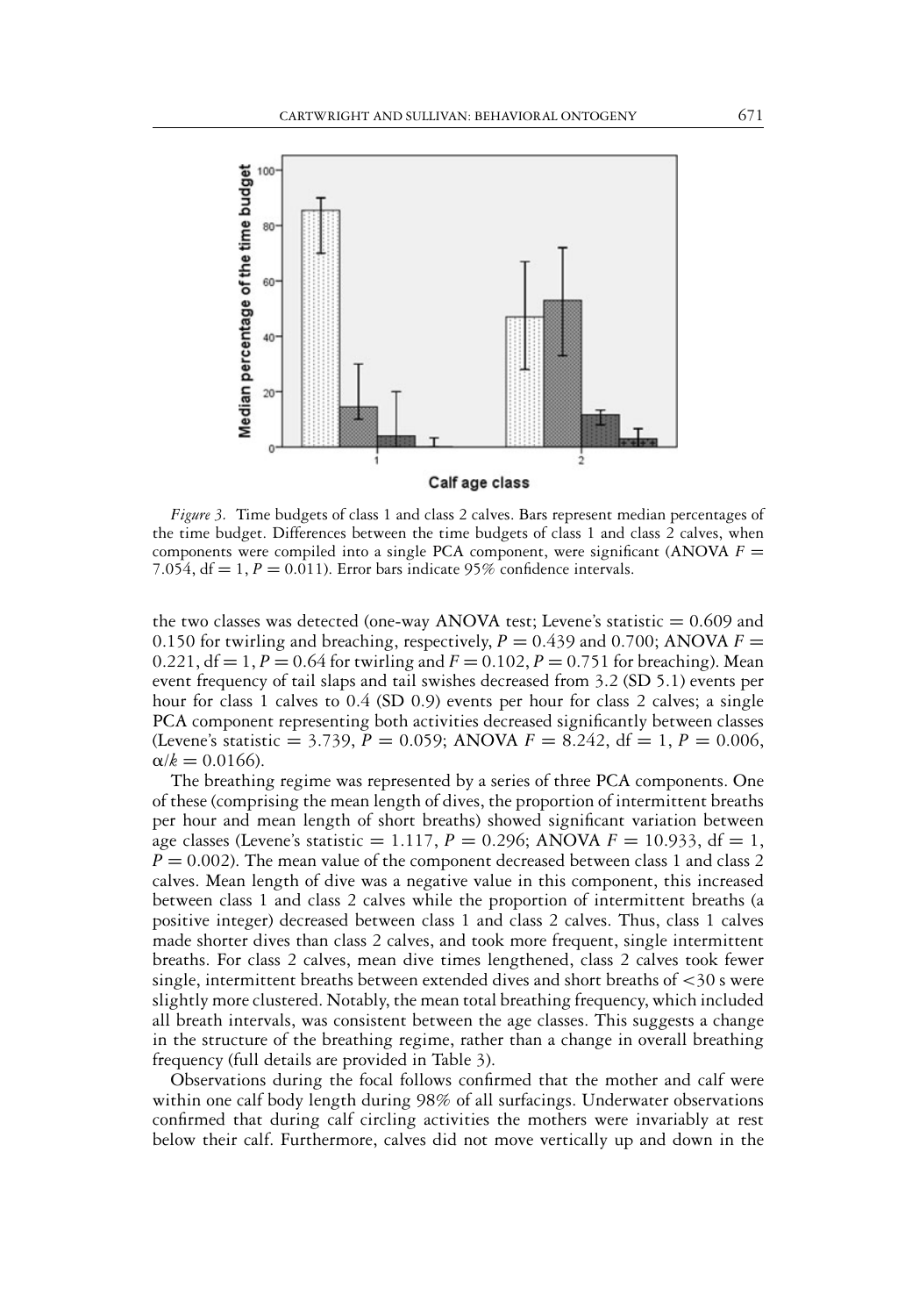*Figure 3.* Time budgets of class 1 and class 2 calves. Bars represent median percentages of the time budget. Differences between the time budgets of class 1 and class 2 calves, when components were compiled into a single PCA component, were significant (ANOVA $F = 7.054$, df $= 1$, $P = 0.011$). Error bars indicate 95% confidence intervals.

the two classes was detected (one-way ANOVA test; Levene's statistic $= 0.609$ and $0.150$ for twirling and breaching, respectively, $P = 0.439$ and $0.700$; ANOVA $F = 0.221$, df $= 1$, $P = 0.64$ for twirling and $F = 0.102$, $P = 0.751$ for breaching). Mean event frequency of tail slaps and tail swishes decreased from 3.2 (SD 5.1) events per hour for class 1 calves to 0.4 (SD 0.9) events per hour for class 2 calves; a single PCA component representing both activities decreased significantly between classes (Levene's statistic $= 3.739$, $P = 0.059$; ANOVA $F = 8.242$, df $= 1$, $P = 0.006$, $\alpha/k = 0.0166$).

The breathing regime was represented by a series of three PCA components. One of these (comprising the mean length of dives, the proportion of intermittent breaths per hour and mean length of short breaths) showed significant variation between age classes (Levene's statistic $= 1.117$, $P = 0.296$; ANOVA $F = 10.933$, df $= 1$, $P = 0.002$). The mean value of the component decreased between class 1 and class 2 calves. Mean length of dive was a negative value in this component, this increased between class 1 and class 2 calves while the proportion of intermittent breaths (a positive integer) decreased between class 1 and class 2 calves. Thus, class 1 calves made shorter dives than class 2 calves, and took more frequent, single intermittent breaths. For class 2 calves, mean dive times lengthened, class 2 calves took fewer single, intermittent breaths between extended dives and short breaths of <30 s were slightly more clustered. Notably, the mean total breathing frequency, which included all breath intervals, was consistent between the age classes. This suggests a change in the structure of the breathing regime, rather than a change in overall breathing frequency (full details are provided in Table 3).

Observations during the focal follows confirmed that the mother and calf were within one calf body length during 98% of all surfacings. Underwater observations confirmed that during calf circling activities the mothers were invariably at rest below their calf. Furthermore, calves did not move vertically up and down in the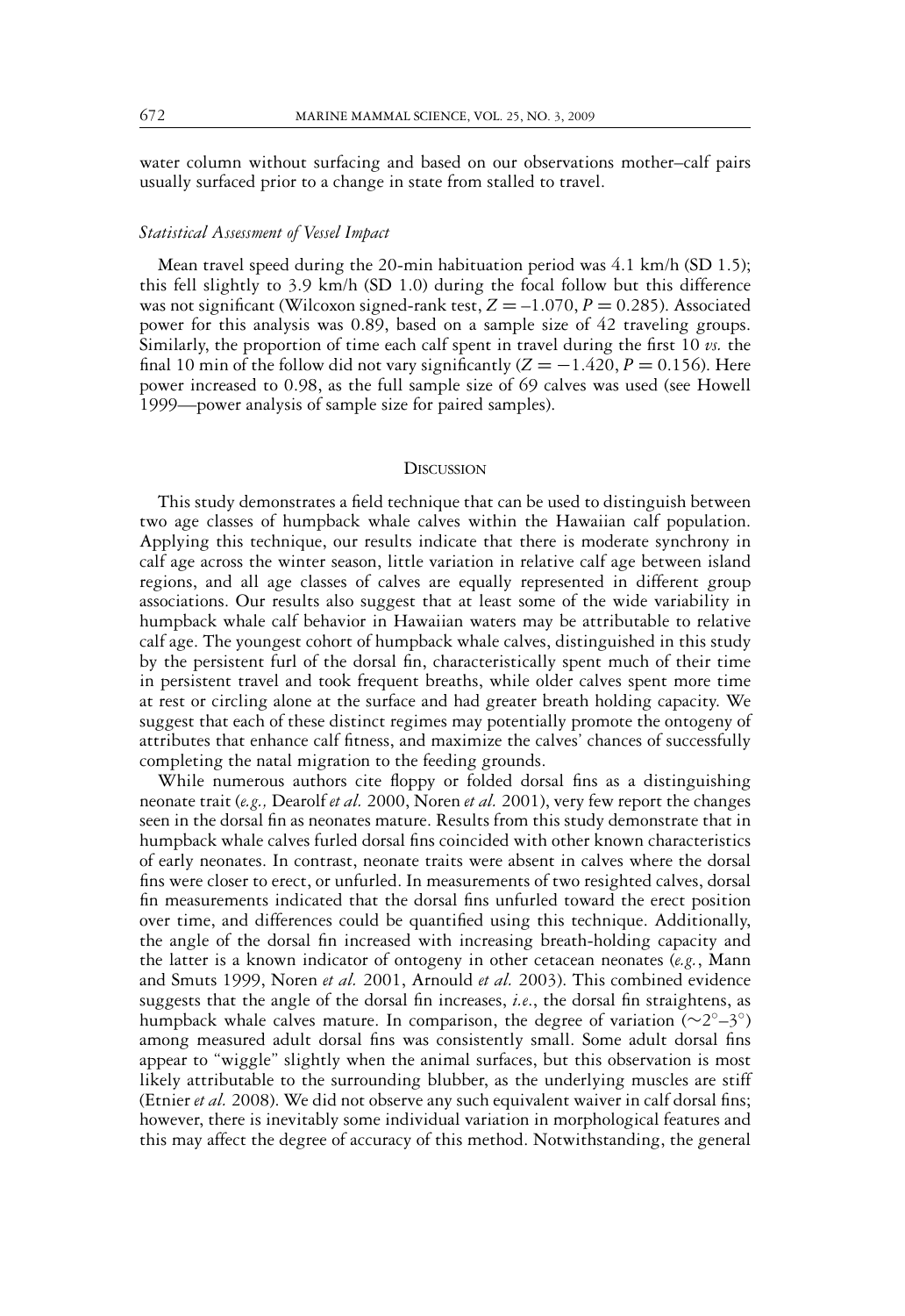water column without surfacing and based on our observations mother–calf pairs usually surfaced prior to a change in state from stalled to travel.

### *Statistical Assessment of Vessel Impact*

Mean travel speed during the 20-min habituation period was 4.1 km/h (SD 1.5); this fell slightly to 3.9 km/h (SD 1.0) during the focal follow but this difference was not significant (Wilcoxon signed-rank test, $Z = -1.070$, $P = 0.285$). Associated power for this analysis was 0.89, based on a sample size of 42 traveling groups. Similarly, the proportion of time each calf spent in travel during the first 10 *vs.* the final 10 min of the follow did not vary significantly ($Z = -1.420$, $P = 0.156$). Here power increased to 0.98, as the full sample size of 69 calves was used (see Howell 1999—power analysis of sample size for paired samples).

## Discussion

This study demonstrates a field technique that can be used to distinguish between two age classes of humpback whale calves within the Hawaiian calf population. Applying this technique, our results indicate that there is moderate synchrony in calf age across the winter season, little variation in relative calf age between island regions, and all age classes of calves are equally represented in different group associations. Our results also suggest that at least some of the wide variability in humpback whale calf behavior in Hawaiian waters may be attributable to relative calf age. The youngest cohort of humpback whale calves, distinguished in this study by the persistent furl of the dorsal fin, characteristically spent much of their time in persistent travel and took frequent breaths, while older calves spent more time at rest or circling alone at the surface and had greater breath holding capacity. We suggest that each of these distinct regimes may potentially promote the ontogeny of attributes that enhance calf fitness, and maximize the calves' chances of successfully completing the natal migration to the feeding grounds.

While numerous authors cite floppy or folded dorsal fins as a distinguishing neonate trait (*e.g.,* Dearolf *et al.* 2000, Noren *et al.* 2001), very few report the changes seen in the dorsal fin as neonates mature. Results from this study demonstrate that in humpback whale calves furled dorsal fins coincided with other known characteristics of early neonates. In contrast, neonate traits were absent in calves where the dorsal fins were closer to erect, or unfurled. In measurements of two resighted calves, dorsal fin measurements indicated that the dorsal fins unfurled toward the erect position over time, and differences could be quantified using this technique. Additionally, the angle of the dorsal fin increased with increasing breath-holding capacity and the latter is a known indicator of ontogeny in other cetacean neonates (*e.g.*, Mann and Smuts 1999, Noren *et al.* 2001, Arnould *et al.* 2003). This combined evidence suggests that the angle of the dorsal fin increases, *i.e.*, the dorsal fin straightens, as humpback whale calves mature. In comparison, the degree of variation ($\sim 2^{\circ}$–$3^{\circ}$) among measured adult dorsal fins was consistently small. Some adult dorsal fins appear to "wiggle" slightly when the animal surfaces, but this observation is most likely attributable to the surrounding blubber, as the underlying muscles are stiff (Etnier *et al.* 2008). We did not observe any such equivalent waiver in calf dorsal fins; however, there is inevitably some individual variation in morphological features and this may affect the degree of accuracy of this method. Notwithstanding, the general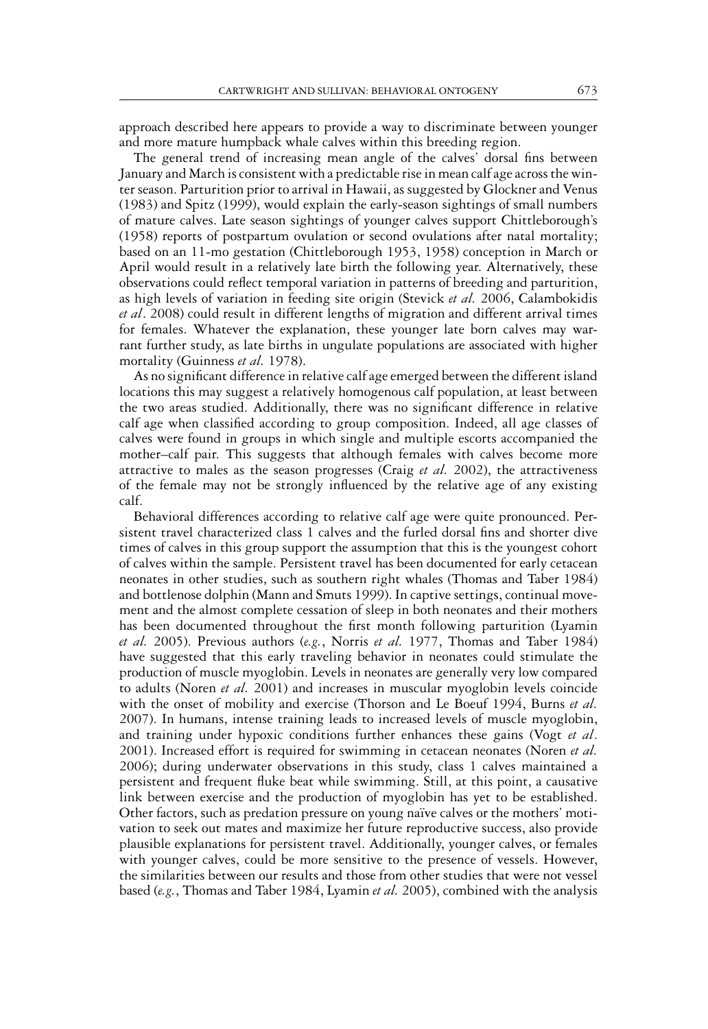approach described here appears to provide a way to discriminate between younger and more mature humpback whale calves within this breeding region.

The general trend of increasing mean angle of the calves' dorsal fins between January and March is consistent with a predictable rise in mean calf age across the winter season. Parturition prior to arrival in Hawaii, as suggested by Glockner and Venus (1983) and Spitz (1999), would explain the early-season sightings of small numbers of mature calves. Late season sightings of younger calves support Chittleborough's (1958) reports of postpartum ovulation or second ovulations after natal mortality; based on an 11-mo gestation (Chittleborough 1953, 1958) conception in March or April would result in a relatively late birth the following year. Alternatively, these observations could reflect temporal variation in patterns of breeding and parturition, as high levels of variation in feeding site origin (Stevick *et al.* 2006, Calambokidis *et al*. 2008) could result in different lengths of migration and different arrival times for females. Whatever the explanation, these younger late born calves may warrant further study, as late births in ungulate populations are associated with higher mortality (Guinness *et al.* 1978).

As no significant difference in relative calf age emerged between the different island locations this may suggest a relatively homogenous calf population, at least between the two areas studied. Additionally, there was no significant difference in relative calf age when classified according to group composition. Indeed, all age classes of calves were found in groups in which single and multiple escorts accompanied the mother–calf pair. This suggests that although females with calves become more attractive to males as the season progresses (Craig *et al.* 2002), the attractiveness of the female may not be strongly influenced by the relative age of any existing calf.

Behavioral differences according to relative calf age were quite pronounced. Persistent travel characterized class 1 calves and the furled dorsal fins and shorter dive times of calves in this group support the assumption that this is the youngest cohort of calves within the sample. Persistent travel has been documented for early cetacean neonates in other studies, such as southern right whales (Thomas and Taber 1984) and bottlenose dolphin (Mann and Smuts 1999). In captive settings, continual movement and the almost complete cessation of sleep in both neonates and their mothers has been documented throughout the first month following parturition (Lyamin *et al.* 2005). Previous authors (*e.g.*, Norris *et al.* 1977, Thomas and Taber 1984) have suggested that this early traveling behavior in neonates could stimulate the production of muscle myoglobin. Levels in neonates are generally very low compared to adults (Noren *et al.* 2001) and increases in muscular myoglobin levels coincide with the onset of mobility and exercise (Thorson and Le Boeuf 1994, Burns *et al.* 2007). In humans, intense training leads to increased levels of muscle myoglobin, and training under hypoxic conditions further enhances these gains (Vogt *et al*. 2001). Increased effort is required for swimming in cetacean neonates (Noren *et al.* 2006); during underwater observations in this study, class 1 calves maintained a persistent and frequent fluke beat while swimming. Still, at this point, a causative link between exercise and the production of myoglobin has yet to be established. Other factors, such as predation pressure on young naïve calves or the mothers' motivation to seek out mates and maximize her future reproductive success, also provide plausible explanations for persistent travel. Additionally, younger calves, or females with younger calves, could be more sensitive to the presence of vessels. However, the similarities between our results and those from other studies that were not vessel based (*e.g.*, Thomas and Taber 1984, Lyamin *et al.* 2005), combined with the analysis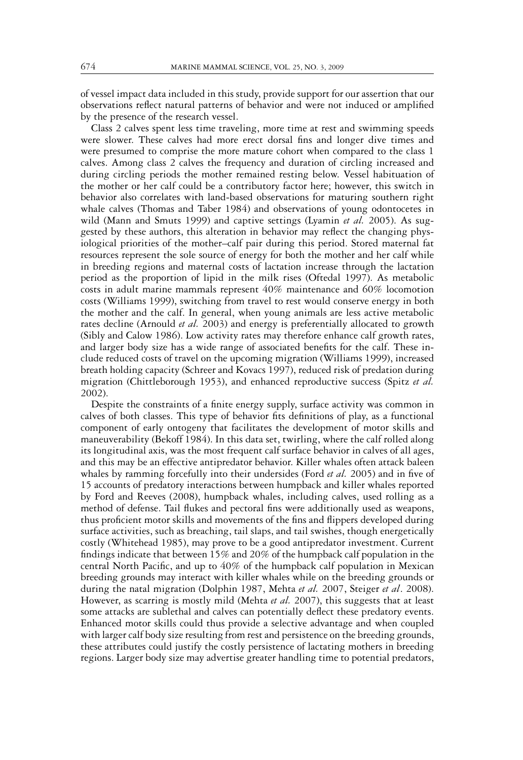of vessel impact data included in this study, provide support for our assertion that our observations reflect natural patterns of behavior and were not induced or amplified by the presence of the research vessel.

Class 2 calves spent less time traveling, more time at rest and swimming speeds were slower. These calves had more erect dorsal fins and longer dive times and were presumed to comprise the more mature cohort when compared to the class 1 calves. Among class 2 calves the frequency and duration of circling increased and during circling periods the mother remained resting below. Vessel habituation of the mother or her calf could be a contributory factor here; however, this switch in behavior also correlates with land-based observations for maturing southern right whale calves (Thomas and Taber 1984) and observations of young odontocetes in wild (Mann and Smuts 1999) and captive settings (Lyamin *et al.* 2005). As suggested by these authors, this alteration in behavior may reflect the changing physiological priorities of the mother–calf pair during this period. Stored maternal fat resources represent the sole source of energy for both the mother and her calf while in breeding regions and maternal costs of lactation increase through the lactation period as the proportion of lipid in the milk rises (Oftedal 1997). As metabolic costs in adult marine mammals represent 40% maintenance and 60% locomotion costs (Williams 1999), switching from travel to rest would conserve energy in both the mother and the calf. In general, when young animals are less active metabolic rates decline (Arnould *et al.* 2003) and energy is preferentially allocated to growth (Sibly and Calow 1986). Low activity rates may therefore enhance calf growth rates, and larger body size has a wide range of associated benefits for the calf. These include reduced costs of travel on the upcoming migration (Williams 1999), increased breath holding capacity (Schreer and Kovacs 1997), reduced risk of predation during migration (Chittleborough 1953), and enhanced reproductive success (Spitz *et al.* 2002).

Despite the constraints of a finite energy supply, surface activity was common in calves of both classes. This type of behavior fits definitions of play, as a functional component of early ontogeny that facilitates the development of motor skills and maneuverability (Bekoff 1984). In this data set, twirling, where the calf rolled along its longitudinal axis, was the most frequent calf surface behavior in calves of all ages, and this may be an effective antipredator behavior. Killer whales often attack baleen whales by ramming forcefully into their undersides (Ford *et al.* 2005) and in five of 15 accounts of predatory interactions between humpback and killer whales reported by Ford and Reeves (2008), humpback whales, including calves, used rolling as a method of defense. Tail flukes and pectoral fins were additionally used as weapons, thus proficient motor skills and movements of the fins and flippers developed during surface activities, such as breaching, tail slaps, and tail swishes, though energetically costly (Whitehead 1985), may prove to be a good antipredator investment. Current findings indicate that between 15% and 20% of the humpback calf population in the central North Pacific, and up to 40% of the humpback calf population in Mexican breeding grounds may interact with killer whales while on the breeding grounds or during the natal migration (Dolphin 1987, Mehta *et al.* 2007, Steiger *et al*. 2008). However, as scarring is mostly mild (Mehta *et al.* 2007), this suggests that at least some attacks are sublethal and calves can potentially deflect these predatory events. Enhanced motor skills could thus provide a selective advantage and when coupled with larger calf body size resulting from rest and persistence on the breeding grounds, these attributes could justify the costly persistence of lactating mothers in breeding regions. Larger body size may advertise greater handling time to potential predators,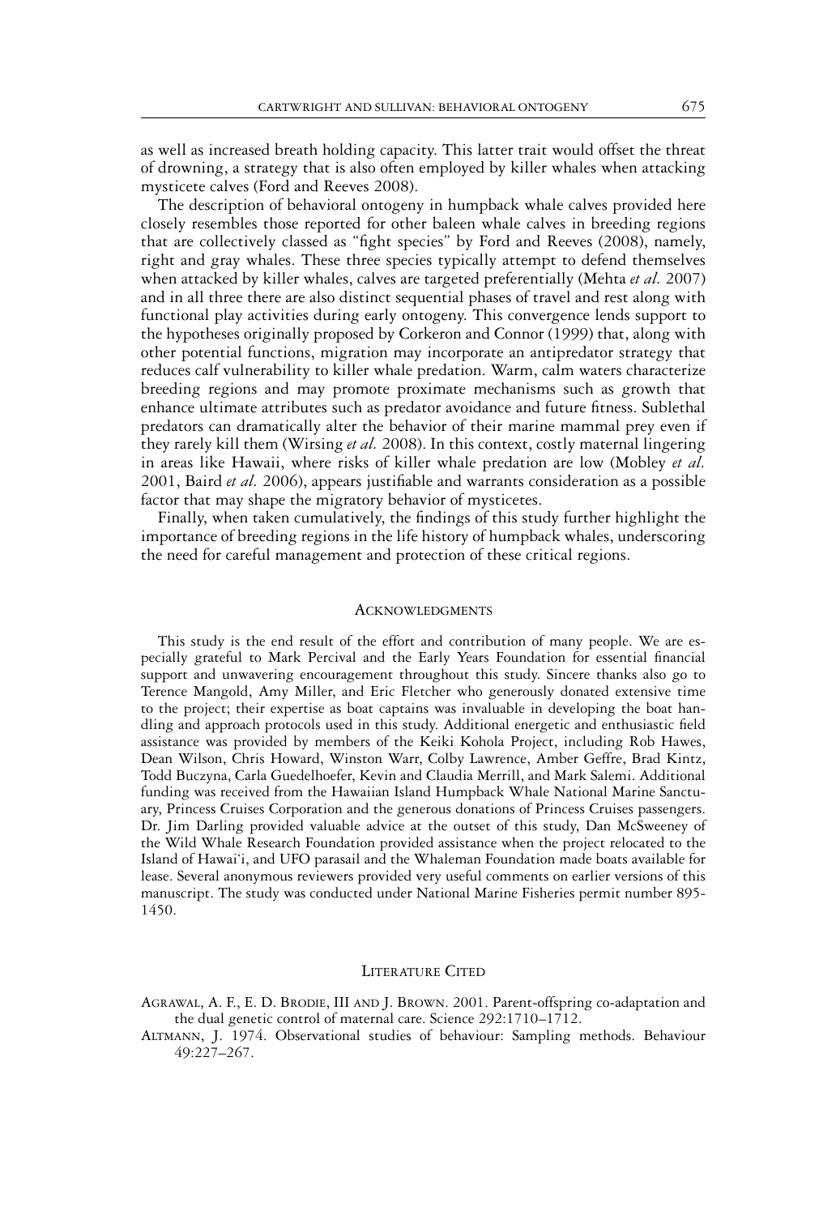as well as increased breath holding capacity. This latter trait would offset the threat of drowning, a strategy that is also often employed by killer whales when attacking mysticete calves (Ford and Reeves 2008).

The description of behavioral ontogeny in humpback whale calves provided here closely resembles those reported for other baleen whale calves in breeding regions that are collectively classed as "fight species" by Ford and Reeves (2008), namely, right and gray whales. These three species typically attempt to defend themselves when attacked by killer whales, calves are targeted preferentially (Mehta *et al.* 2007) and in all three there are also distinct sequential phases of travel and rest along with functional play activities during early ontogeny. This convergence lends support to the hypotheses originally proposed by Corkeron and Connor (1999) that, along with other potential functions, migration may incorporate an antipredator strategy that reduces calf vulnerability to killer whale predation. Warm, calm waters characterize breeding regions and may promote proximate mechanisms such as growth that enhance ultimate attributes such as predator avoidance and future fitness. Sublethal predators can dramatically alter the behavior of their marine mammal prey even if they rarely kill them (Wirsing *et al.* 2008). In this context, costly maternal lingering in areas like Hawaii, where risks of killer whale predation are low (Mobley *et al.* 2001, Baird *et al.* 2006), appears justifiable and warrants consideration as a possible factor that may shape the migratory behavior of mysticetes.

Finally, when taken cumulatively, the findings of this study further highlight the importance of breeding regions in the life history of humpback whales, underscoring the need for careful management and protection of these critical regions.

## Acknowledgments

This study is the end result of the effort and contribution of many people. We are especially grateful to Mark Percival and the Early Years Foundation for essential financial support and unwavering encouragement throughout this study. Sincere thanks also go to Terence Mangold, Amy Miller, and Eric Fletcher who generously donated extensive time to the project; their expertise as boat captains was invaluable in developing the boat handling and approach protocols used in this study. Additional energetic and enthusiastic field assistance was provided by members of the Keiki Kohola Project, including Rob Hawes, Dean Wilson, Chris Howard, Winston Warr, Colby Lawrence, Amber Geffre, Brad Kintz, Todd Buczyna, Carla Guedelhoefer, Kevin and Claudia Merrill, and Mark Salemi. Additional funding was received from the Hawaiian Island Humpback Whale National Marine Sanctuary, Princess Cruises Corporation and the generous donations of Princess Cruises passengers. Dr. Jim Darling provided valuable advice at the outset of this study, Dan McSweeney of the Wild Whale Research Foundation provided assistance when the project relocated to the Island of Hawai'i, and UFO parasail and the Whaleman Foundation made boats available for lease. Several anonymous reviewers provided very useful comments on earlier versions of this manuscript. The study was conducted under National Marine Fisheries permit number 895-1450.

## Literature Cited

Agrawal, A. F., E. D. Brodie, III and J. Brown. 2001. Parent-offspring co-adaptation and the dual genetic control of maternal care. Science 292:1710–1712.

Altmann, J. 1974. Observational studies of behaviour: Sampling methods. Behaviour 49:227–267.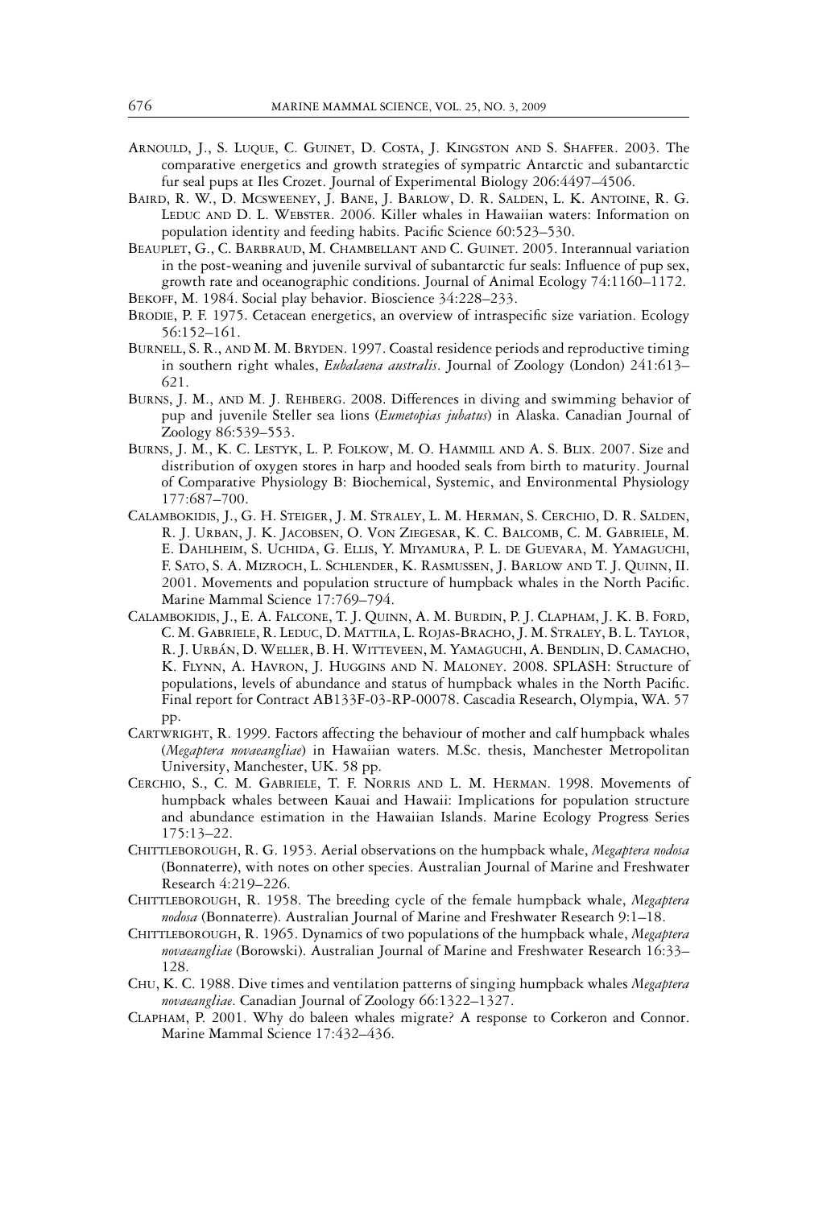Arnould, J., S. Luque, C. Guinet, D. Costa, J. Kingston and S. Shaffer. 2003. The comparative energetics and growth strategies of sympatric Antarctic and subantarctic fur seal pups at Iles Crozet. Journal of Experimental Biology 206:4497–4506.

Baird, R. W., D. Mcsweeney, J. Bane, J. Barlow, D. R. Salden, L. K. Antoine, R. G. Leduc and D. L. Webster. 2006. Killer whales in Hawaiian waters: Information on population identity and feeding habits. Pacific Science 60:523–530.

Beauplet, G., C. Barbraud, M. Chambellant and C. Guinet. 2005. Interannual variation in the post-weaning and juvenile survival of subantarctic fur seals: Influence of pup sex, growth rate and oceanographic conditions. Journal of Animal Ecology 74:1160–1172.

Bekoff, M. 1984. Social play behavior. Bioscience 34:228–233.

Brodie, P. F. 1975. Cetacean energetics, an overview of intraspecific size variation. Ecology 56:152–161.

Burnell, S. R., and M. M. Bryden. 1997. Coastal residence periods and reproductive timing in southern right whales, *Eubalaena australis*. Journal of Zoology (London) 241:613–621.

Burns, J. M., and M. J. Rehberg. 2008. Differences in diving and swimming behavior of pup and juvenile Steller sea lions (*Eumetopias jubatus*) in Alaska. Canadian Journal of Zoology 86:539–553.

Burns, J. M., K. C. Lestyk, L. P. Folkow, M. O. Hammill and A. S. Blix. 2007. Size and distribution of oxygen stores in harp and hooded seals from birth to maturity. Journal of Comparative Physiology B: Biochemical, Systemic, and Environmental Physiology 177:687–700.

Calambokidis, J., G. H. Steiger, J. M. Straley, L. M. Herman, S. Cerchio, D. R. Salden, R. J. Urban, J. K. Jacobsen, O. Von Ziegesar, K. C. Balcomb, C. M. Gabriele, M. E. Dahlheim, S. Uchida, G. Ellis, Y. Miyamura, P. L. de Guevara, M. Yamaguchi, F. Sato, S. A. Mizroch, L. Schlender, K. Rasmussen, J. Barlow and T. J. Quinn, II. 2001. Movements and population structure of humpback whales in the North Pacific. Marine Mammal Science 17:769–794.

Calambokidis, J., E. A. Falcone, T. J. Quinn, A. M. Burdin, P. J. Clapham, J. K. B. Ford, C. M. Gabriele, R. Leduc, D. Mattila, L. Rojas-Bracho, J. M. Straley, B. L. Taylor, R. J. Urbán, D. Weller, B. H. Witteveen, M. Yamaguchi, A. Bendlin, D. Camacho, K. Flynn, A. Havron, J. Huggins and N. Maloney. 2008. SPLASH: Structure of populations, levels of abundance and status of humpback whales in the North Pacific. Final report for Contract AB133F-03-RP-00078. Cascadia Research, Olympia, WA. 57 pp.

Cartwright, R. 1999. Factors affecting the behaviour of mother and calf humpback whales (*Megaptera novaeangliae*) in Hawaiian waters. M.Sc. thesis, Manchester Metropolitan University, Manchester, UK. 58 pp.

Cerchio, S., C. M. Gabriele, T. F. Norris and L. M. Herman. 1998. Movements of humpback whales between Kauai and Hawaii: Implications for population structure and abundance estimation in the Hawaiian Islands. Marine Ecology Progress Series 175:13–22.

Chittleborough, R. G. 1953. Aerial observations on the humpback whale, *Megaptera nodosa* (Bonnaterre), with notes on other species. Australian Journal of Marine and Freshwater Research 4:219–226.

Chittleborough, R. 1958. The breeding cycle of the female humpback whale, *Megaptera nodosa* (Bonnaterre). Australian Journal of Marine and Freshwater Research 9:1–18.

Chittleborough, R. 1965. Dynamics of two populations of the humpback whale, *Megaptera novaeangliae* (Borowski). Australian Journal of Marine and Freshwater Research 16:33–128.

Chu, K. C. 1988. Dive times and ventilation patterns of singing humpback whales *Megaptera novaeangliae*. Canadian Journal of Zoology 66:1322–1327.

Clapham, P. 2001. Why do baleen whales migrate? A response to Corkeron and Connor. Marine Mammal Science 17:432–436.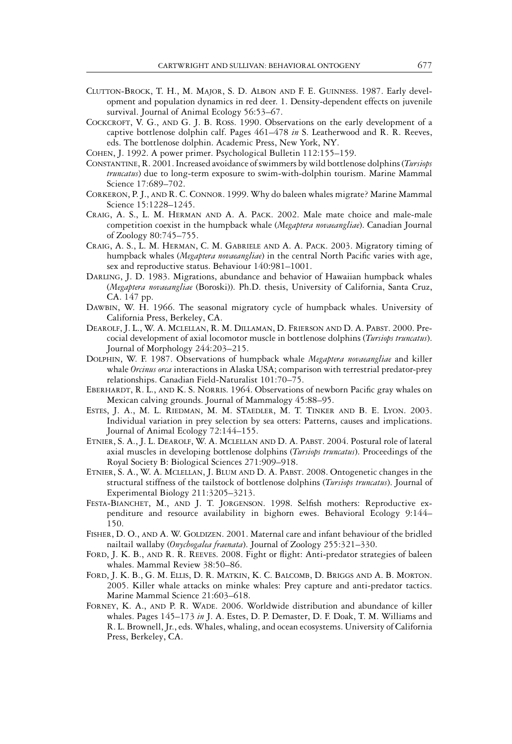Clutton-Brock, T. H., M. Major, S. D. Albon and F. E. Guinness. 1987. Early development and population dynamics in red deer. 1. Density-dependent effects on juvenile survival. Journal of Animal Ecology 56:53–67.

Cockcroft, V. G., and G. J. B. Ross. 1990. Observations on the early development of a captive bottlenose dolphin calf. Pages 461–478 *in* S. Leatherwood and R. R. Reeves, eds. The bottlenose dolphin. Academic Press, New York, NY.

Cohen, J. 1992. A power primer. Psychological Bulletin 112:155–159.

Constantine, R. 2001. Increased avoidance of swimmers by wild bottlenose dolphins (*Tursiops truncatus*) due to long-term exposure to swim-with-dolphin tourism. Marine Mammal Science 17:689–702.

Corkeron, P. J., and R. C. Connor. 1999. Why do baleen whales migrate? Marine Mammal Science 15:1228–1245.

Craig, A. S., L. M. Herman and A. A. Pack. 2002. Male mate choice and male-male competition coexist in the humpback whale (*Megaptera novaeangliae*). Canadian Journal of Zoology 80:745–755.

Craig, A. S., L. M. Herman, C. M. Gabriele and A. A. Pack. 2003. Migratory timing of humpback whales (*Megaptera novaeangliae*) in the central North Pacific varies with age, sex and reproductive status. Behaviour 140:981–1001.

Darling, J. D. 1983. Migrations, abundance and behavior of Hawaiian humpback whales (*Megaptera novaeangliae* (Boroski)). Ph.D. thesis, University of California, Santa Cruz, CA. 147 pp.

Dawbin, W. H. 1966. The seasonal migratory cycle of humpback whales. University of California Press, Berkeley, CA.

Dearolf, J. L., W. A. Mclellan, R. M. Dillaman, D. Frierson and D. A. Pabst. 2000. Precocial development of axial locomotor muscle in bottlenose dolphins (*Tursiops truncatus*). Journal of Morphology 244:203–215.

Dolphin, W. F. 1987. Observations of humpback whale *Megaptera novaeangliae* and killer whale *Orcinus orca* interactions in Alaska USA; comparison with terrestrial predator-prey relationships. Canadian Field-Naturalist 101:70–75.

Eberhardt, R. L., and K. S. Norris. 1964. Observations of newborn Pacific gray whales on Mexican calving grounds. Journal of Mammalogy 45:88–95.

Estes, J. A., M. L. Riedman, M. M. STaedler, M. T. Tinker and B. E. Lyon. 2003. Individual variation in prey selection by sea otters: Patterns, causes and implications. Journal of Animal Ecology 72:144–155.

Etnier, S. A., J. L. Dearolf, W. A. Mclellan and D. A. Pabst. 2004. Postural role of lateral axial muscles in developing bottlenose dolphins (*Tursiops truncatus*). Proceedings of the Royal Society B: Biological Sciences 271:909–918.

Etnier, S. A., W. A. Mclellan, J. Blum and D. A. Pabst. 2008. Ontogenetic changes in the structural stiffness of the tailstock of bottlenose dolphins (*Tursiops truncatus*). Journal of Experimental Biology 211:3205–3213.

Festa-Bianchet, M., and J. T. Jorgenson. 1998. Selfish mothers: Reproductive expenditure and resource availability in bighorn ewes. Behavioral Ecology 9:144–150.

Fisher, D. O., and A. W. Goldizen. 2001. Maternal care and infant behaviour of the bridled nailtail wallaby (*Onychogalea fraenata*). Journal of Zoology 255:321–330.

Ford, J. K. B., and R. R. Reeves. 2008. Fight or flight: Anti-predator strategies of baleen whales. Mammal Review 38:50–86.

Ford, J. K. B., G. M. Ellis, D. R. Matkin, K. C. Balcomb, D. Briggs and A. B. Morton. 2005. Killer whale attacks on minke whales: Prey capture and anti-predator tactics. Marine Mammal Science 21:603–618.

Forney, K. A., and P. R. Wade. 2006. Worldwide distribution and abundance of killer whales. Pages 145–173 *in* J. A. Estes, D. P. Demaster, D. F. Doak, T. M. Williams and R. L. Brownell, Jr., eds. Whales, whaling, and ocean ecosystems. University of California Press, Berkeley, CA.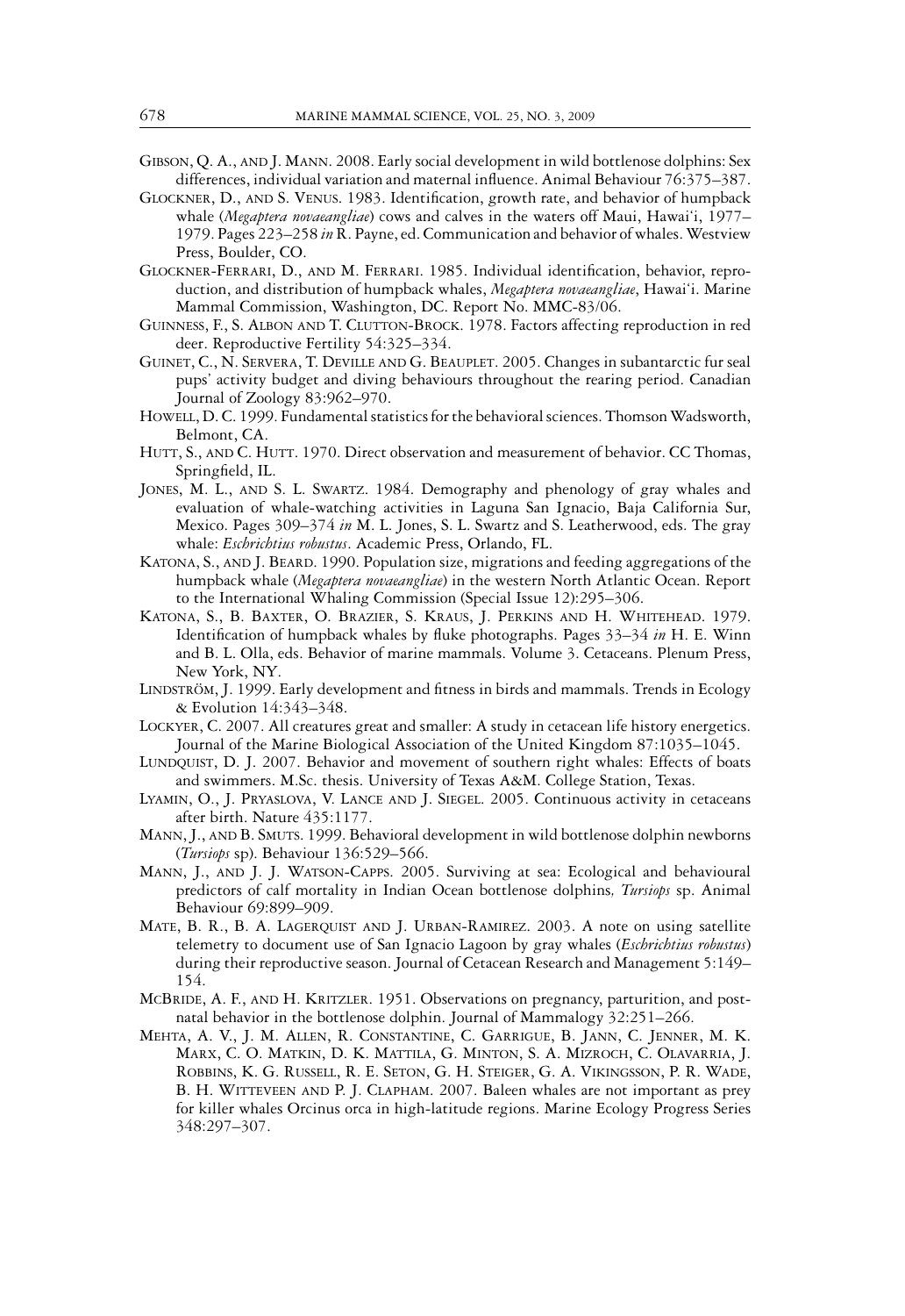Gibson, Q. A., and J. Mann. 2008. Early social development in wild bottlenose dolphins: Sex differences, individual variation and maternal influence. Animal Behaviour 76:375–387.

Glockner, D., and S. Venus. 1983. Identification, growth rate, and behavior of humpback whale (*Megaptera novaeangliae*) cows and calves in the waters off Maui, Hawai'i, 1977–1979. Pages 223–258 *in* R. Payne, ed. Communication and behavior of whales. Westview Press, Boulder, CO.

Glockner-Ferrari, D., and M. Ferrari. 1985. Individual identification, behavior, reproduction, and distribution of humpback whales, *Megaptera novaeangliae*, Hawai'i. Marine Mammal Commission, Washington, DC. Report No. MMC-83/06.

Guinness, F., S. Albon and T. Clutton-Brock. 1978. Factors affecting reproduction in red deer. Reproductive Fertility 54:325–334.

Guinet, C., N. Servera, T. Deville and G. Beauplet. 2005. Changes in subantarctic fur seal pups' activity budget and diving behaviours throughout the rearing period. Canadian Journal of Zoology 83:962–970.

Howell, D. C. 1999. Fundamental statistics for the behavioral sciences. Thomson Wadsworth, Belmont, CA.

Hutt, S., and C. Hutt. 1970. Direct observation and measurement of behavior. CC Thomas, Springfield, IL.

Jones, M. L., and S. L. Swartz. 1984. Demography and phenology of gray whales and evaluation of whale-watching activities in Laguna San Ignacio, Baja California Sur, Mexico. Pages 309–374 *in* M. L. Jones, S. L. Swartz and S. Leatherwood, eds. The gray whale: *Eschrichtius robustus*. Academic Press, Orlando, FL.

Katona, S., and J. Beard. 1990. Population size, migrations and feeding aggregations of the humpback whale (*Megaptera novaeangliae*) in the western North Atlantic Ocean. Report to the International Whaling Commission (Special Issue 12):295–306.

Katona, S., B. Baxter, O. Brazier, S. Kraus, J. Perkins and H. Whitehead. 1979. Identification of humpback whales by fluke photographs. Pages 33–34 *in* H. E. Winn and B. L. Olla, eds. Behavior of marine mammals. Volume 3. Cetaceans. Plenum Press, New York, NY.

Lindström, J. 1999. Early development and fitness in birds and mammals. Trends in Ecology & Evolution 14:343–348.

Lockyer, C. 2007. All creatures great and smaller: A study in cetacean life history energetics. Journal of the Marine Biological Association of the United Kingdom 87:1035–1045.

Lundquist, D. J. 2007. Behavior and movement of southern right whales: Effects of boats and swimmers. M.Sc. thesis. University of Texas A&M. College Station, Texas.

Lyamin, O., J. Pryaslova, V. Lance and J. Siegel. 2005. Continuous activity in cetaceans after birth. Nature 435:1177.

Mann, J., and B. Smuts. 1999. Behavioral development in wild bottlenose dolphin newborns (*Tursiops* sp). Behaviour 136:529–566.

Mann, J., and J. J. Watson-Capps. 2005. Surviving at sea: Ecological and behavioural predictors of calf mortality in Indian Ocean bottlenose dolphins*, Tursiops* sp. Animal Behaviour 69:899–909.

Mate, B. R., B. A. Lagerquist and J. Urban-Ramirez. 2003. A note on using satellite telemetry to document use of San Ignacio Lagoon by gray whales (*Eschrichtius robustus*) during their reproductive season. Journal of Cetacean Research and Management 5:149–154.

McBride, A. F., and H. Kritzler. 1951. Observations on pregnancy, parturition, and postnatal behavior in the bottlenose dolphin. Journal of Mammalogy 32:251–266.

Mehta, A. V., J. M. Allen, R. Constantine, C. Garrigue, B. Jann, C. Jenner, M. K. Marx, C. O. Matkin, D. K. Mattila, G. Minton, S. A. Mizroch, C. Olavarria, J. Robbins, K. G. Russell, R. E. Seton, G. H. Steiger, G. A. Vikingsson, P. R. Wade, B. H. Witteveen and P. J. Clapham. 2007. Baleen whales are not important as prey for killer whales Orcinus orca in high-latitude regions. Marine Ecology Progress Series 348:297–307.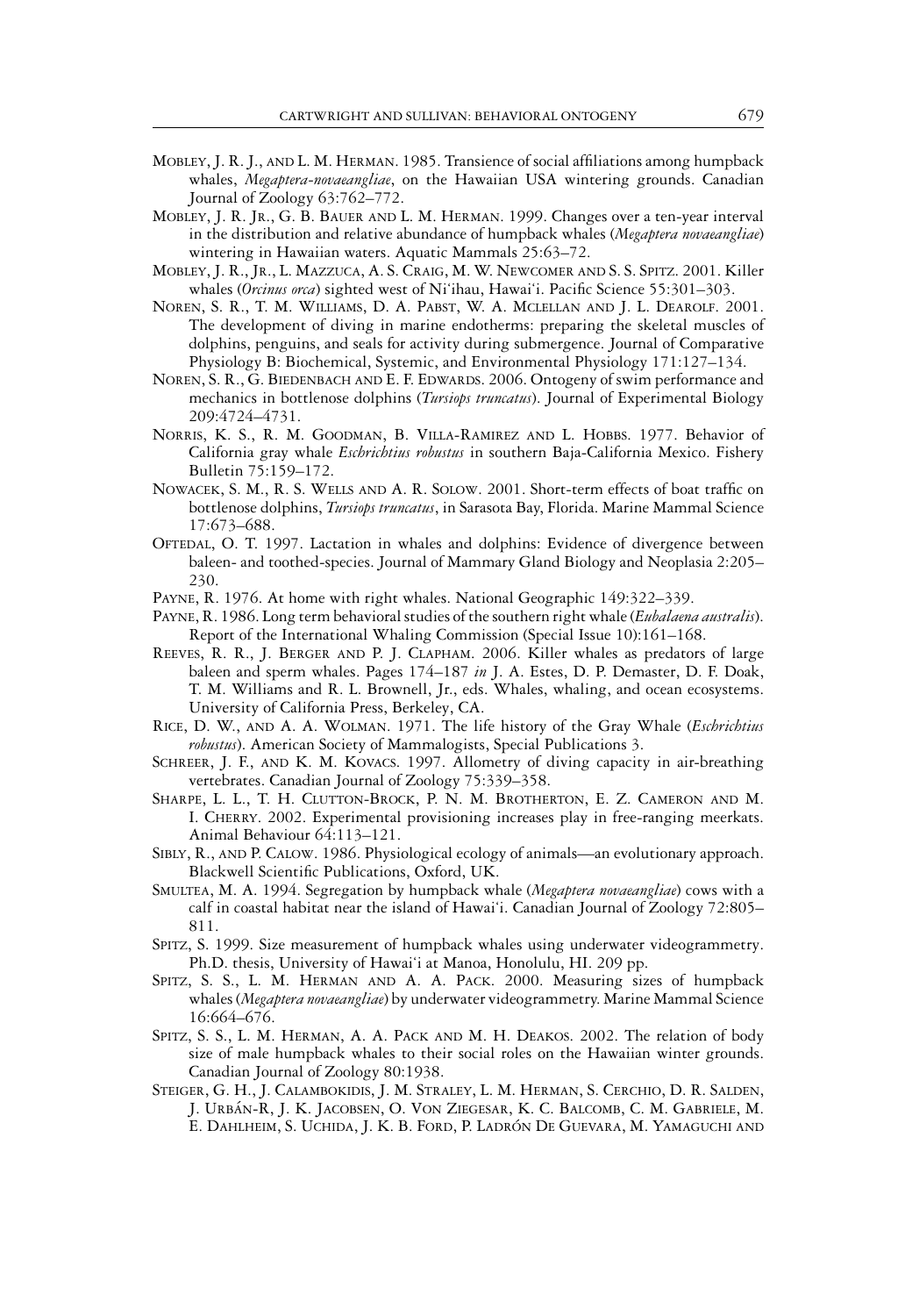Mobley, J. R. J., and L. M. Herman. 1985. Transience of social affiliations among humpback whales, *Megaptera-novaeangliae*, on the Hawaiian USA wintering grounds. Canadian Journal of Zoology 63:762–772.

Mobley, J. R. Jr., G. B. Bauer and L. M. Herman. 1999. Changes over a ten-year interval in the distribution and relative abundance of humpback whales (*Megaptera novaeangliae*) wintering in Hawaiian waters. Aquatic Mammals 25:63–72.

Mobley, J. R., Jr., L. Mazzuca, A. S. Craig, M. W. Newcomer and S. S. Spitz. 2001. Killer whales (*Orcinus orca*) sighted west of Ni'ihau, Hawai'i. Pacific Science 55:301–303.

Noren, S. R., T. M. Williams, D. A. Pabst, W. A. Mclellan and J. L. Dearolf. 2001. The development of diving in marine endotherms: preparing the skeletal muscles of dolphins, penguins, and seals for activity during submergence. Journal of Comparative Physiology B: Biochemical, Systemic, and Environmental Physiology 171:127–134.

Noren, S. R., G. Biedenbach and E. F. Edwards. 2006. Ontogeny of swim performance and mechanics in bottlenose dolphins (*Tursiops truncatus*). Journal of Experimental Biology 209:4724–4731.

Norris, K. S., R. M. Goodman, B. Villa-Ramirez and L. Hobbs. 1977. Behavior of California gray whale *Eschrichtius robustus* in southern Baja-California Mexico. Fishery Bulletin 75:159–172.

Nowacek, S. M., R. S. Wells and A. R. Solow. 2001. Short-term effects of boat traffic on bottlenose dolphins, *Tursiops truncatus*, in Sarasota Bay, Florida. Marine Mammal Science 17:673–688.

Oftedal, O. T. 1997. Lactation in whales and dolphins: Evidence of divergence between baleen- and toothed-species. Journal of Mammary Gland Biology and Neoplasia 2:205–230.

Payne, R. 1976. At home with right whales. National Geographic 149:322–339.

Payne, R. 1986. Long term behavioral studies of the southern right whale (*Eubalaena australis*). Report of the International Whaling Commission (Special Issue 10):161–168.

Reeves, R. R., J. Berger and P. J. Clapham. 2006. Killer whales as predators of large baleen and sperm whales. Pages 174–187 *in* J. A. Estes, D. P. Demaster, D. F. Doak, T. M. Williams and R. L. Brownell, Jr., eds. Whales, whaling, and ocean ecosystems. University of California Press, Berkeley, CA.

Rice, D. W., and A. A. Wolman. 1971. The life history of the Gray Whale (*Eschrichtius robustus*). American Society of Mammalogists, Special Publications 3.

Schreer, J. F., and K. M. Kovacs. 1997. Allometry of diving capacity in air-breathing vertebrates. Canadian Journal of Zoology 75:339–358.

Sharpe, L. L., T. H. Clutton-Brock, P. N. M. Brotherton, E. Z. Cameron and M. I. Cherry. 2002. Experimental provisioning increases play in free-ranging meerkats. Animal Behaviour 64:113–121.

Sibly, R., and P. Calow. 1986. Physiological ecology of animals—an evolutionary approach. Blackwell Scientific Publications, Oxford, UK.

Smultea, M. A. 1994. Segregation by humpback whale (*Megaptera novaeangliae*) cows with a calf in coastal habitat near the island of Hawai'i. Canadian Journal of Zoology 72:805–811.

Spitz, S. 1999. Size measurement of humpback whales using underwater videogrammetry. Ph.D. thesis, University of Hawai'i at Manoa, Honolulu, HI. 209 pp.

Spitz, S. S., L. M. Herman and A. A. Pack. 2000. Measuring sizes of humpback whales (*Megaptera novaeangliae*) by underwater videogrammetry. Marine Mammal Science 16:664–676.

Spitz, S. S., L. M. Herman, A. A. Pack and M. H. Deakos. 2002. The relation of body size of male humpback whales to their social roles on the Hawaiian winter grounds. Canadian Journal of Zoology 80:1938.

Steiger, G. H., J. Calambokidis, J. M. Straley, L. M. Herman, S. Cerchio, D. R. Salden, J. Urbán-R, J. K. Jacobsen, O. Von Ziegesar, K. C. Balcomb, C. M. Gabriele, M. E. Dahlheim, S. Uchida, J. K. B. Ford, P. Ladrón De Guevara, M. Yamaguchi and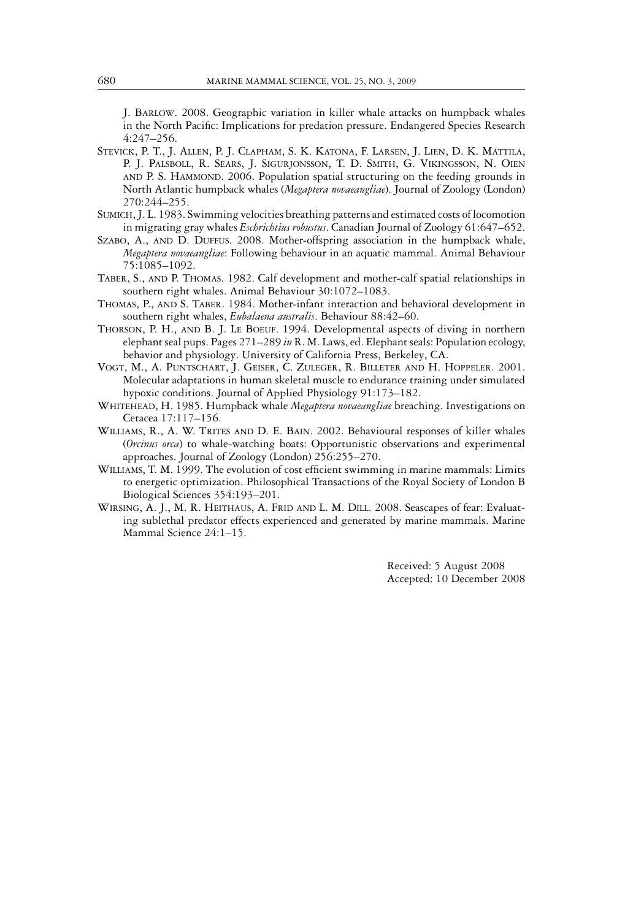J. Barlow. 2008. Geographic variation in killer whale attacks on humpback whales in the North Pacific: Implications for predation pressure. Endangered Species Research 4:247–256.

Stevick, P. T., J. Allen, P. J. Clapham, S. K. Katona, F. Larsen, J. Lien, D. K. Mattila, P. J. Palsboll, R. Sears, J. Sigurjonsson, T. D. Smith, G. Vikingsson, N. Oien and P. S. Hammond. 2006. Population spatial structuring on the feeding grounds in North Atlantic humpback whales (*Megaptera novaeangliae*). Journal of Zoology (London) 270:244–255.

Sumich, J. L. 1983. Swimming velocities breathing patterns and estimated costs of locomotion in migrating gray whales *Eschrichtius robustus*. Canadian Journal of Zoology 61:647–652.

Szabo, A., and D. Duffus. 2008. Mother-offspring association in the humpback whale, *Megaptera novaeangliae*: Following behaviour in an aquatic mammal. Animal Behaviour 75:1085–1092.

Taber, S., and P. Thomas. 1982. Calf development and mother-calf spatial relationships in southern right whales. Animal Behaviour 30:1072–1083.

Thomas, P., and S. Taber. 1984. Mother-infant interaction and behavioral development in southern right whales, *Eubalaena australis*. Behaviour 88:42–60.

Thorson, P. H., and B. J. Le Boeuf. 1994. Developmental aspects of diving in northern elephant seal pups. Pages 271–289 *in* R. M. Laws, ed. Elephant seals: Population ecology, behavior and physiology. University of California Press, Berkeley, CA.

Vogt, M., A. Puntschart, J. Geiser, C. Zuleger, R. Billeter and H. Hoppeler. 2001. Molecular adaptations in human skeletal muscle to endurance training under simulated hypoxic conditions. Journal of Applied Physiology 91:173–182.

Whitehead, H. 1985. Humpback whale *Megaptera novaeangliae* breaching. Investigations on Cetacea 17:117–156.

Williams, R., A. W. Trites and D. E. Bain. 2002. Behavioural responses of killer whales (*Orcinus orca*) to whale-watching boats: Opportunistic observations and experimental approaches. Journal of Zoology (London) 256:255–270.

Williams, T. M. 1999. The evolution of cost efficient swimming in marine mammals: Limits to energetic optimization. Philosophical Transactions of the Royal Society of London B Biological Sciences 354:193–201.

Wirsing, A. J., M. R. Heithaus, A. Frid and L. M. Dill. 2008. Seascapes of fear: Evaluating sublethal predator effects experienced and generated by marine mammals. Marine Mammal Science 24:1–15.

Received: 5 August 2008
Accepted: 10 December 2008